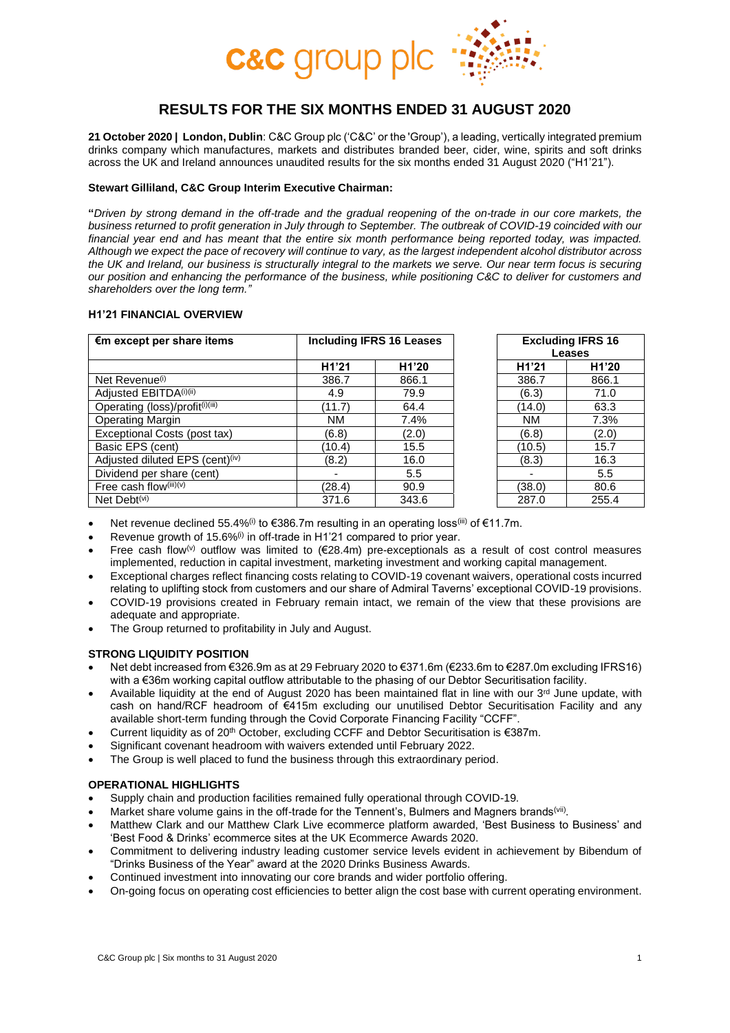# RESULTS FOR THE SIX MONTHS ENDED 31 AUGUST 2020

**21 October 2020 | London, Dublin**: C&C Group plc ('C&C' or the 'Group'), a leading, vertically integrated premium drinks company which manufactures, markets and distributes branded beer, cider, wine, spirits and soft drinks across the UK and Ireland announces unaudited results for the six months ended 31 August 2020 ("H1'21").

**Stewart Gilliland, C&C Group Interim Executive Chairman:**

**"***Driven by strong demand in the off-trade and the gradual reopening of the on-trade in our core markets, the business returned to profit generation in July through to September. The outbreak of COVID-19 coincided with our financial year end and has meant that the entire six month performance being reported today, was impacted. Although we expect the pace of recovery will continue to vary, as the largest independent alcohol distributor across the UK and Ireland, our business is structurally integral to the markets we serve. Our near term focus is securing our position and enhancing the performance of the business, while positioning C&C to deliver for customers and shareholders over the long term."*

### H1'21 FINANCIAL OVERVIEW

| €m except per share items | Including IFRS 16 Leases | | Excluding IFRS 16 Leases | |
|---|---|---|---|---|
| | H1'21 | H1'20 | H1'21 | H1'20 |
| Net Revenue[(i)] | 386.7 | 866.1 | 386.7 | 866.1 |
| Adjusted EBITDA[(i)(ii)] | 4.9 | 79.9 | (6.3) | 71.0 |
| Operating (loss)/profit[(i)(iii)] | (11.7) | 64.4 | (14.0) | 63.3 |
| Operating Margin | NM | 7.4% | NM | 7.3% |
| Exceptional Costs (post tax) | (6.8) | (2.0) | (6.8) | (2.0) |
| Basic EPS (cent) | (10.4) | 15.5 | (10.5) | 15.7 |
| Adjusted diluted EPS (cent)[(iv)] | (8.2) | 16.0 | (8.3) | 16.3 |
| Dividend per share (cent) | - | 5.5 | - | 5.5 |
| Free cash flow[(iii)(v)] | (28.4) | 90.9 | (38.0) | 80.6 |
| Net Debt[(vi)] | 371.6 | 343.6 | 287.0 | 255.4 |

- Net revenue declined 55.4%[(i)] to €386.7m resulting in an operating loss[(iii)] of €11.7m.
- Revenue growth of 15.6%[(i)] in off-trade in H1'21 compared to prior year.
- Free cash flow[(v)] outflow was limited to (€28.4m) pre-exceptionals as a result of cost control measures implemented, reduction in capital investment, marketing investment and working capital management.
- Exceptional charges reflect financing costs relating to COVID-19 covenant waivers, operational costs incurred relating to uplifting stock from customers and our share of Admiral Taverns' exceptional COVID-19 provisions.
- COVID-19 provisions created in February remain intact, we remain of the view that these provisions are adequate and appropriate.
- The Group returned to profitability in July and August.

### STRONG LIQUIDITY POSITION

- Net debt increased from €326.9m as at 29 February 2020 to €371.6m (€233.6m to €287.0m excluding IFRS16) with a €36m working capital outflow attributable to the phasing of our Debtor Securitisation facility.
- Available liquidity at the end of August 2020 has been maintained flat in line with our 3rd June update, with cash on hand/RCF headroom of €415m excluding our unutilised Debtor Securitisation Facility and any available short-term funding through the Covid Corporate Financing Facility "CCFF".
- Current liquidity as of 20th October, excluding CCFF and Debtor Securitisation is €387m.
- Significant covenant headroom with waivers extended until February 2022.
- The Group is well placed to fund the business through this extraordinary period.

### OPERATIONAL HIGHLIGHTS

- Supply chain and production facilities remained fully operational through COVID-19.
- Market share volume gains in the off-trade for the Tennent's, Bulmers and Magners brands[(vii)].
- Matthew Clark and our Matthew Clark Live ecommerce platform awarded, 'Best Business to Business' and 'Best Food & Drinks' ecommerce sites at the UK Ecommerce Awards 2020.
- Commitment to delivering industry leading customer service levels evident in achievement by Bibendum of "Drinks Business of the Year" award at the 2020 Drinks Business Awards.
- Continued investment into innovating our core brands and wider portfolio offering.
- On-going focus on operating cost efficiencies to better align the cost base with current operating environment.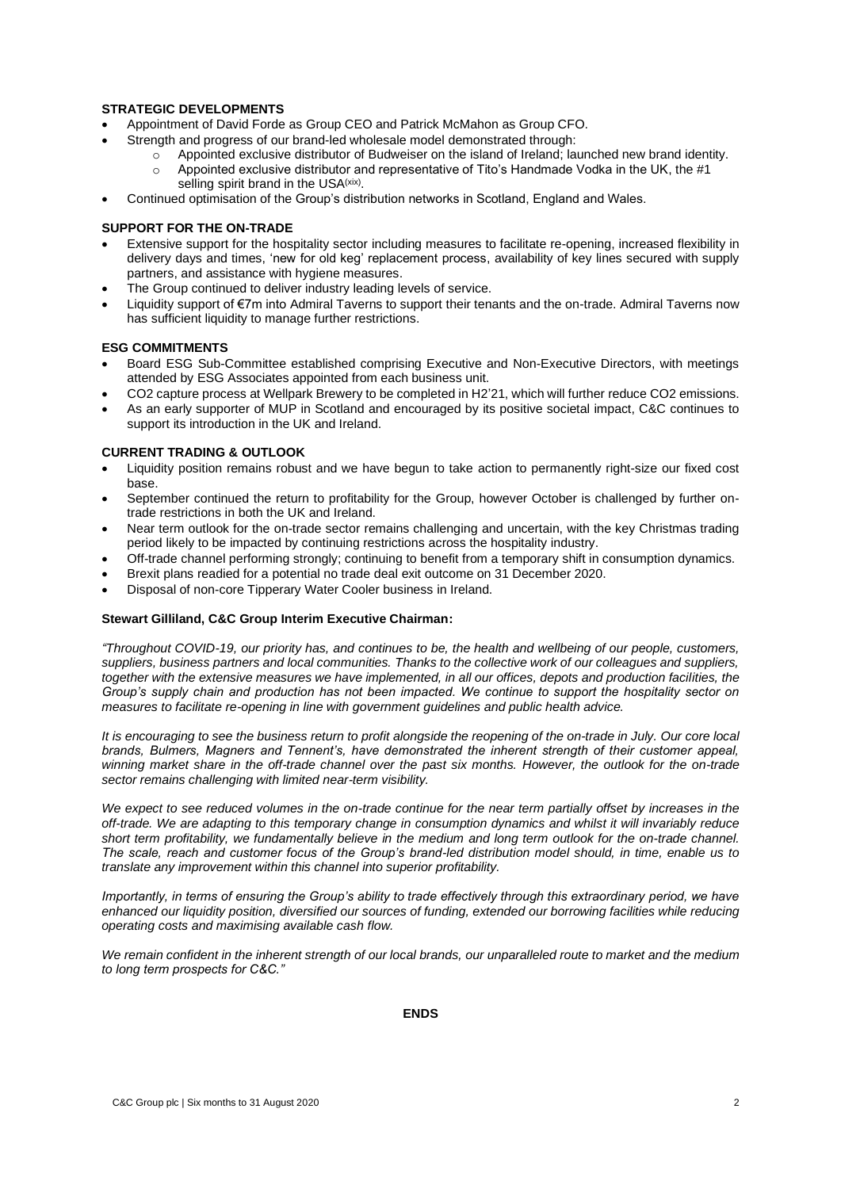**STRATEGIC DEVELOPMENTS**

- Appointment of David Forde as Group CEO and Patrick McMahon as Group CFO.
- Strength and progress of our brand-led wholesale model demonstrated through:
  - Appointed exclusive distributor of Budweiser on the island of Ireland; launched new brand identity.
  - Appointed exclusive distributor and representative of Tito's Handmade Vodka in the UK, the #1 selling spirit brand in the USA(xix).
- Continued optimisation of the Group's distribution networks in Scotland, England and Wales.

**SUPPORT FOR THE ON-TRADE**

- Extensive support for the hospitality sector including measures to facilitate re-opening, increased flexibility in delivery days and times, 'new for old keg' replacement process, availability of key lines secured with supply partners, and assistance with hygiene measures.
- The Group continued to deliver industry leading levels of service.
- Liquidity support of €7m into Admiral Taverns to support their tenants and the on-trade. Admiral Taverns now has sufficient liquidity to manage further restrictions.

**ESG COMMITMENTS**

- Board ESG Sub-Committee established comprising Executive and Non-Executive Directors, with meetings attended by ESG Associates appointed from each business unit.
- CO2 capture process at Wellpark Brewery to be completed in H2'21, which will further reduce CO2 emissions.
- As an early supporter of MUP in Scotland and encouraged by its positive societal impact, C&C continues to support its introduction in the UK and Ireland.

**CURRENT TRADING & OUTLOOK**

- Liquidity position remains robust and we have begun to take action to permanently right-size our fixed cost base.
- September continued the return to profitability for the Group, however October is challenged by further on-trade restrictions in both the UK and Ireland.
- Near term outlook for the on-trade sector remains challenging and uncertain, with the key Christmas trading period likely to be impacted by continuing restrictions across the hospitality industry.
- Off-trade channel performing strongly; continuing to benefit from a temporary shift in consumption dynamics.
- Brexit plans readied for a potential no trade deal exit outcome on 31 December 2020.
- Disposal of non-core Tipperary Water Cooler business in Ireland.

**Stewart Gilliland, C&C Group Interim Executive Chairman:**

*"Throughout COVID-19, our priority has, and continues to be, the health and wellbeing of our people, customers, suppliers, business partners and local communities. Thanks to the collective work of our colleagues and suppliers, together with the extensive measures we have implemented, in all our offices, depots and production facilities, the Group's supply chain and production has not been impacted. We continue to support the hospitality sector on measures to facilitate re-opening in line with government guidelines and public health advice.*

*It is encouraging to see the business return to profit alongside the reopening of the on-trade in July. Our core local brands, Bulmers, Magners and Tennent's, have demonstrated the inherent strength of their customer appeal, winning market share in the off-trade channel over the past six months. However, the outlook for the on-trade sector remains challenging with limited near-term visibility.*

*We expect to see reduced volumes in the on-trade continue for the near term partially offset by increases in the off-trade. We are adapting to this temporary change in consumption dynamics and whilst it will invariably reduce short term profitability, we fundamentally believe in the medium and long term outlook for the on-trade channel. The scale, reach and customer focus of the Group's brand-led distribution model should, in time, enable us to translate any improvement within this channel into superior profitability.*

*Importantly, in terms of ensuring the Group's ability to trade effectively through this extraordinary period, we have enhanced our liquidity position, diversified our sources of funding, extended our borrowing facilities while reducing operating costs and maximising available cash flow.*

*We remain confident in the inherent strength of our local brands, our unparalleled route to market and the medium to long term prospects for C&C."*

**ENDS**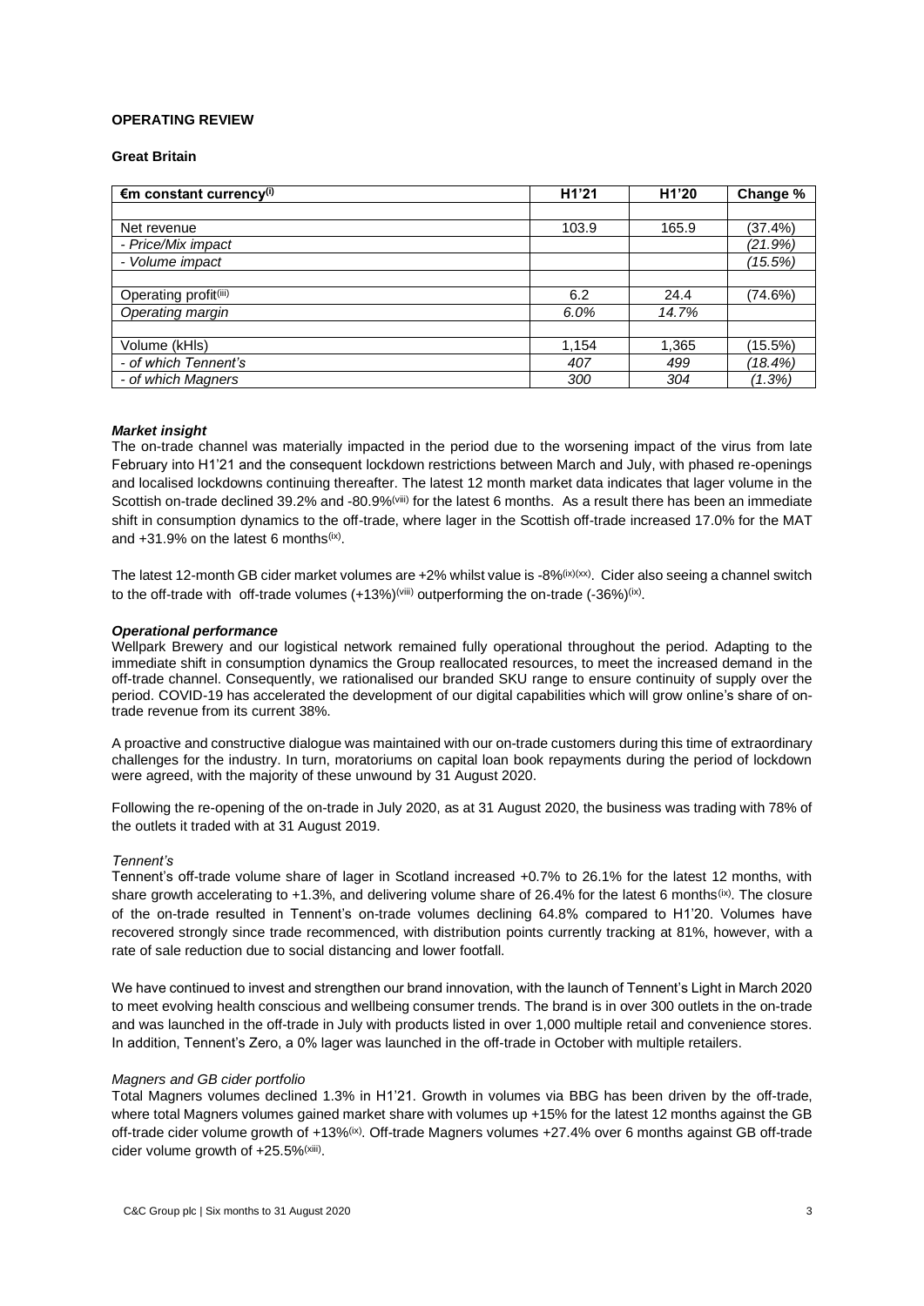## OPERATING REVIEW

### Great Britain

| €m constant currency[i] | H1'21 | H1'20 | Change % |
|---|---|---|---|
| | | | |
| Net revenue | 103.9 | 165.9 | (37.4%) |
| *- Price/Mix impact* | | | *(21.9%)* |
| *- Volume impact* | | | *(15.5%)* |
| | | | |
| Operating profit[iii] | 6.2 | 24.4 | (74.6%) |
| *Operating margin* | *6.0%* | *14.7%* | |
| | | | |
| Volume (kHls) | 1,154 | 1,365 | (15.5%) |
| *- of which Tennent's* | *407* | *499* | *(18.4%)* |
| *- of which Magners* | *300* | *304* | *(1.3%)* |

***Market insight***

The on-trade channel was materially impacted in the period due to the worsening impact of the virus from late February into H1'21 and the consequent lockdown restrictions between March and July, with phased re-openings and localised lockdowns continuing thereafter. The latest 12 month market data indicates that lager volume in the Scottish on-trade declined 39.2% and -80.9%[viii] for the latest 6 months. As a result there has been an immediate shift in consumption dynamics to the off-trade, where lager in the Scottish off-trade increased 17.0% for the MAT and +31.9% on the latest 6 months[ix].

The latest 12-month GB cider market volumes are +2% whilst value is -8%[ix][xx]. Cider also seeing a channel switch to the off-trade with off-trade volumes (+13%)[viii] outperforming the on-trade (-36%)[ix].

***Operational performance***

Wellpark Brewery and our logistical network remained fully operational throughout the period. Adapting to the immediate shift in consumption dynamics the Group reallocated resources, to meet the increased demand in the off-trade channel. Consequently, we rationalised our branded SKU range to ensure continuity of supply over the period. COVID-19 has accelerated the development of our digital capabilities which will grow online's share of on-trade revenue from its current 38%.

A proactive and constructive dialogue was maintained with our on-trade customers during this time of extraordinary challenges for the industry. In turn, moratoriums on capital loan book repayments during the period of lockdown were agreed, with the majority of these unwound by 31 August 2020.

Following the re-opening of the on-trade in July 2020, as at 31 August 2020, the business was trading with 78% of the outlets it traded with at 31 August 2019.

*Tennent's*

Tennent's off-trade volume share of lager in Scotland increased +0.7% to 26.1% for the latest 12 months, with share growth accelerating to +1.3%, and delivering volume share of 26.4% for the latest 6 months[ix]. The closure of the on-trade resulted in Tennent's on-trade volumes declining 64.8% compared to H1'20. Volumes have recovered strongly since trade recommenced, with distribution points currently tracking at 81%, however, with a rate of sale reduction due to social distancing and lower footfall.

We have continued to invest and strengthen our brand innovation, with the launch of Tennent's Light in March 2020 to meet evolving health conscious and wellbeing consumer trends. The brand is in over 300 outlets in the on-trade and was launched in the off-trade in July with products listed in over 1,000 multiple retail and convenience stores. In addition, Tennent's Zero, a 0% lager was launched in the off-trade in October with multiple retailers.

*Magners and GB cider portfolio*

Total Magners volumes declined 1.3% in H1'21. Growth in volumes via BBG has been driven by the off-trade, where total Magners volumes gained market share with volumes up +15% for the latest 12 months against the GB off-trade cider volume growth of +13%[ix]. Off-trade Magners volumes +27.4% over 6 months against GB off-trade cider volume growth of +25.5%[xiii].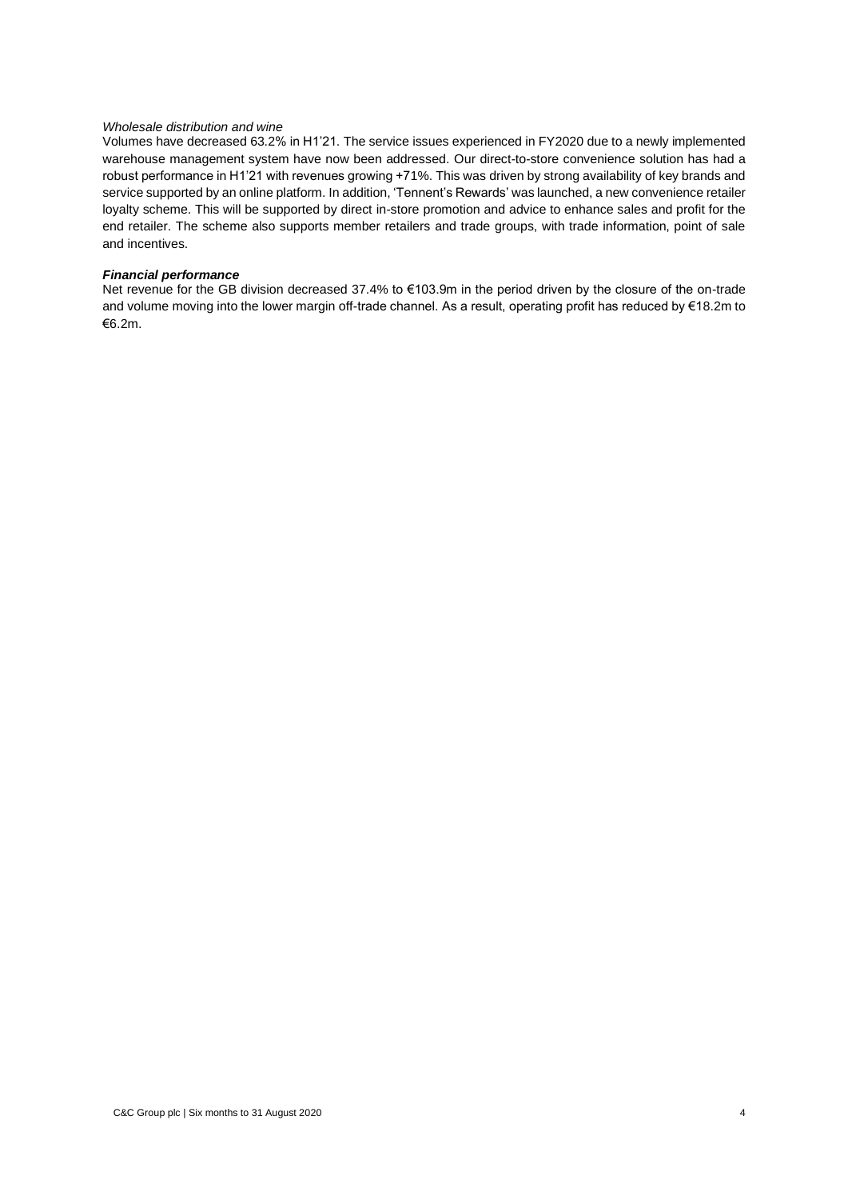*Wholesale distribution and wine*

Volumes have decreased 63.2% in H1'21. The service issues experienced in FY2020 due to a newly implemented warehouse management system have now been addressed. Our direct-to-store convenience solution has had a robust performance in H1'21 with revenues growing +71%. This was driven by strong availability of key brands and service supported by an online platform. In addition, 'Tennent's Rewards' was launched, a new convenience retailer loyalty scheme. This will be supported by direct in-store promotion and advice to enhance sales and profit for the end retailer. The scheme also supports member retailers and trade groups, with trade information, point of sale and incentives.

***Financial performance***

Net revenue for the GB division decreased 37.4% to €103.9m in the period driven by the closure of the on-trade and volume moving into the lower margin off-trade channel. As a result, operating profit has reduced by €18.2m to €6.2m.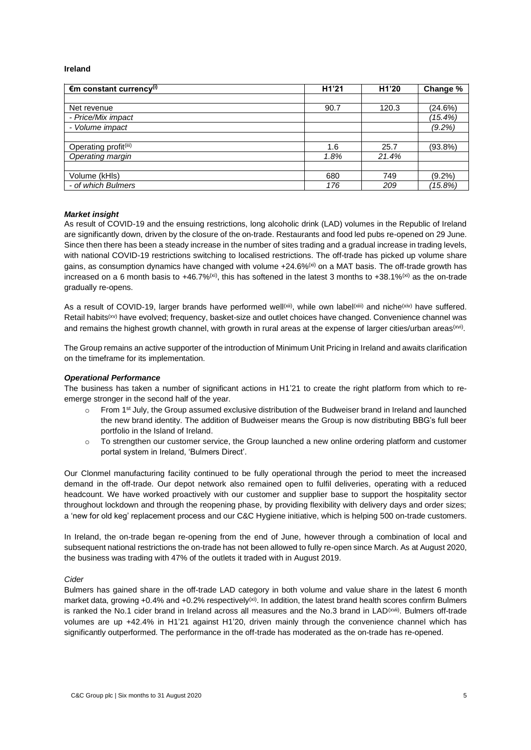**Ireland**

| €m constant currency[(i)] | H1'21 | H1'20 | Change % |
|---|---|---|---|
| | | | |
| Net revenue | 90.7 | 120.3 | (24.6%) |
| *- Price/Mix impact* | | | *(15.4%)* |
| *- Volume impact* | | | *(9.2%)* |
| | | | |
| Operating profit[(iii)] | 1.6 | 25.7 | (93.8%) |
| *Operating margin* | *1.8%* | *21.4%* | |
| | | | |
| Volume (kHls) | 680 | 749 | (9.2%) |
| *- of which Bulmers* | *176* | *209* | *(15.8%)* |

***Market insight***

As result of COVID-19 and the ensuing restrictions, long alcoholic drink (LAD) volumes in the Republic of Ireland are significantly down, driven by the closure of the on-trade. Restaurants and food led pubs re-opened on 29 June. Since then there has been a steady increase in the number of sites trading and a gradual increase in trading levels, with national COVID-19 restrictions switching to localised restrictions. The off-trade has picked up volume share gains, as consumption dynamics have changed with volume +24.6%[(xi)] on a MAT basis. The off-trade growth has increased on a 6 month basis to +46.7%[(xi)], this has softened in the latest 3 months to +38.1%[(xi)] as the on-trade gradually re-opens.

As a result of COVID-19, larger brands have performed well[(xii)], while own label[(xiii)] and niche[(xiv)] have suffered. Retail habits[(xv)] have evolved; frequency, basket-size and outlet choices have changed. Convenience channel was and remains the highest growth channel, with growth in rural areas at the expense of larger cities/urban areas[(xvi)].

The Group remains an active supporter of the introduction of Minimum Unit Pricing in Ireland and awaits clarification on the timeframe for its implementation.

***Operational Performance***

The business has taken a number of significant actions in H1'21 to create the right platform from which to re-emerge stronger in the second half of the year.

- From 1st July, the Group assumed exclusive distribution of the Budweiser brand in Ireland and launched the new brand identity. The addition of Budweiser means the Group is now distributing BBG's full beer portfolio in the Island of Ireland.
- To strengthen our customer service, the Group launched a new online ordering platform and customer portal system in Ireland, 'Bulmers Direct'.

Our Clonmel manufacturing facility continued to be fully operational through the period to meet the increased demand in the off-trade. Our depot network also remained open to fulfil deliveries, operating with a reduced headcount. We have worked proactively with our customer and supplier base to support the hospitality sector throughout lockdown and through the reopening phase, by providing flexibility with delivery days and order sizes; a 'new for old keg' replacement process and our C&C Hygiene initiative, which is helping 500 on-trade customers.

In Ireland, the on-trade began re-opening from the end of June, however through a combination of local and subsequent national restrictions the on-trade has not been allowed to fully re-open since March. As at August 2020, the business was trading with 47% of the outlets it traded with in August 2019.

*Cider*

Bulmers has gained share in the off-trade LAD category in both volume and value share in the latest 6 month market data, growing +0.4% and +0.2% respectively[(xi)]. In addition, the latest brand health scores confirm Bulmers is ranked the No.1 cider brand in Ireland across all measures and the No.3 brand in LAD[(xvii)]. Bulmers off-trade volumes are up +42.4% in H1'21 against H1'20, driven mainly through the convenience channel which has significantly outperformed. The performance in the off-trade has moderated as the on-trade has re-opened.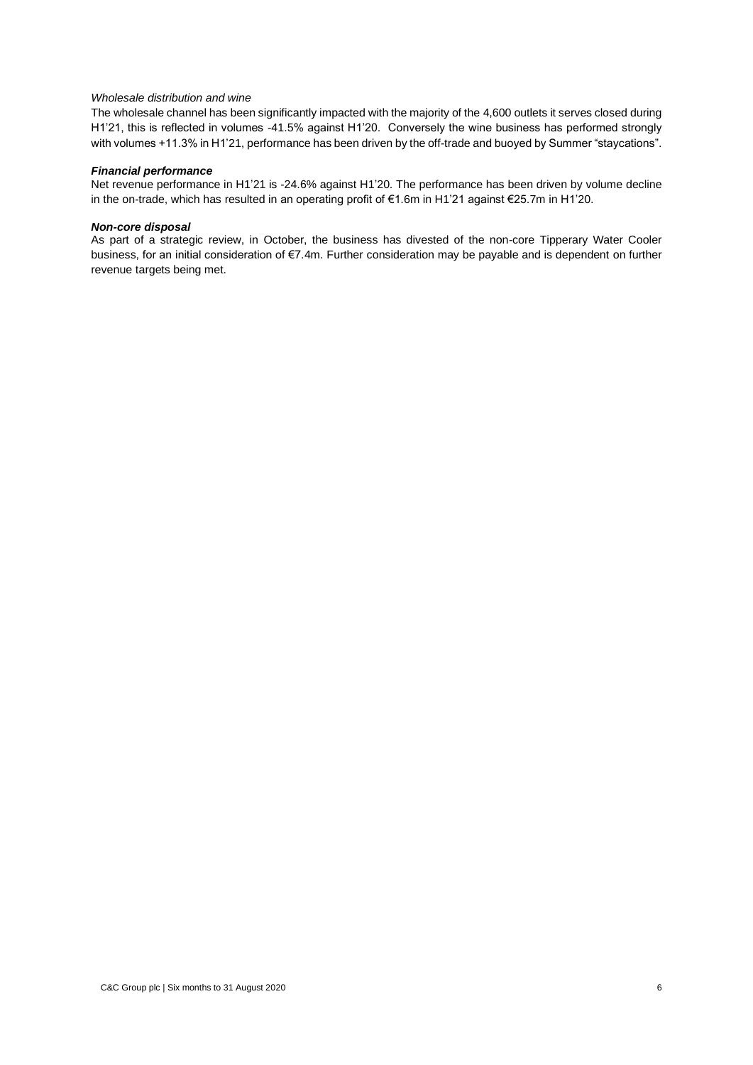*Wholesale distribution and wine*

The wholesale channel has been significantly impacted with the majority of the 4,600 outlets it serves closed during H1'21, this is reflected in volumes -41.5% against H1'20. Conversely the wine business has performed strongly with volumes +11.3% in H1'21, performance has been driven by the off-trade and buoyed by Summer "staycations".

***Financial performance***

Net revenue performance in H1'21 is -24.6% against H1'20. The performance has been driven by volume decline in the on-trade, which has resulted in an operating profit of €1.6m in H1'21 against €25.7m in H1'20.

***Non-core disposal***

As part of a strategic review, in October, the business has divested of the non-core Tipperary Water Cooler business, for an initial consideration of €7.4m. Further consideration may be payable and is dependent on further revenue targets being met.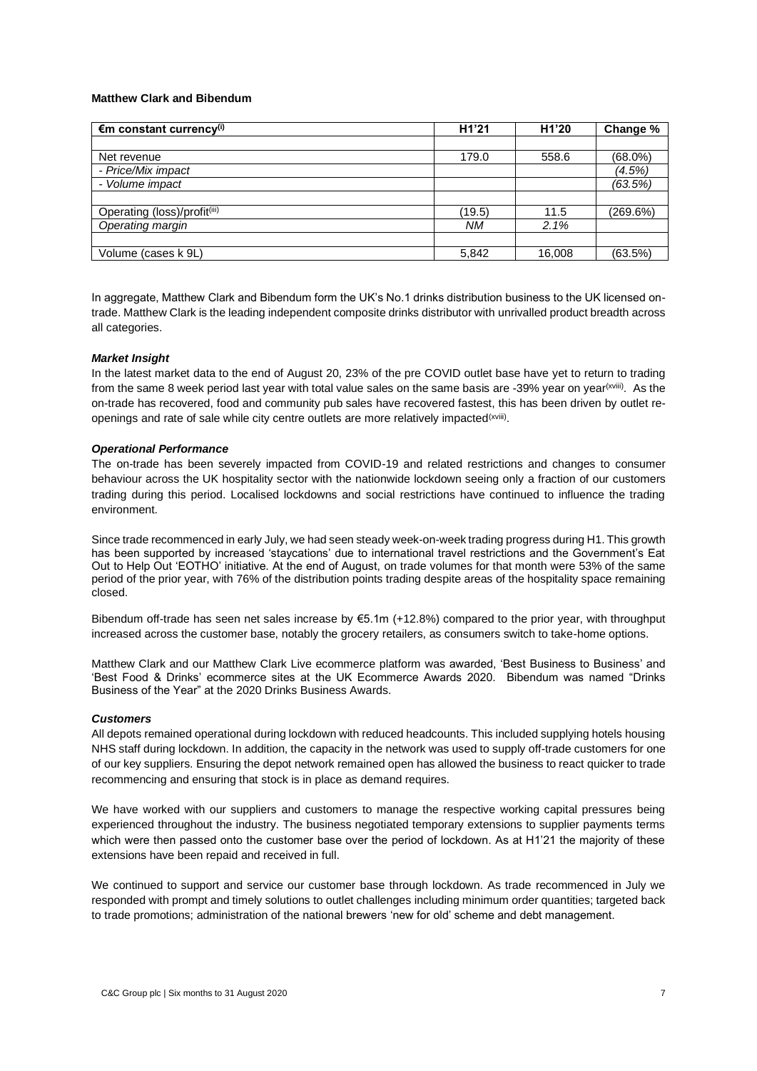**Matthew Clark and Bibendum**

| €m constant currency[i] | H1'21 | H1'20 | Change % |
|---|---|---|---|
| | | | |
| Net revenue | 179.0 | 558.6 | (68.0%) |
| *- Price/Mix impact* | | | *(4.5%)* |
| *- Volume impact* | | | *(63.5%)* |
| | | | |
| Operating (loss)/profit[iii] | (19.5) | 11.5 | (269.6%) |
| *Operating margin* | *NM* | *2.1%* | |
| | | | |
| Volume (cases k 9L) | 5,842 | 16,008 | (63.5%) |

In aggregate, Matthew Clark and Bibendum form the UK's No.1 drinks distribution business to the UK licensed on-trade. Matthew Clark is the leading independent composite drinks distributor with unrivalled product breadth across all categories.

***Market Insight***

In the latest market data to the end of August 20, 23% of the pre COVID outlet base have yet to return to trading from the same 8 week period last year with total value sales on the same basis are -39% year on year[xviii]. As the on-trade has recovered, food and community pub sales have recovered fastest, this has been driven by outlet re-openings and rate of sale while city centre outlets are more relatively impacted[xviii].

***Operational Performance***

The on-trade has been severely impacted from COVID-19 and related restrictions and changes to consumer behaviour across the UK hospitality sector with the nationwide lockdown seeing only a fraction of our customers trading during this period. Localised lockdowns and social restrictions have continued to influence the trading environment.

Since trade recommenced in early July, we had seen steady week-on-week trading progress during H1. This growth has been supported by increased 'staycations' due to international travel restrictions and the Government's Eat Out to Help Out 'EOTHO' initiative. At the end of August, on trade volumes for that month were 53% of the same period of the prior year, with 76% of the distribution points trading despite areas of the hospitality space remaining closed.

Bibendum off-trade has seen net sales increase by €5.1m (+12.8%) compared to the prior year, with throughput increased across the customer base, notably the grocery retailers, as consumers switch to take-home options.

Matthew Clark and our Matthew Clark Live ecommerce platform was awarded, 'Best Business to Business' and 'Best Food & Drinks' ecommerce sites at the UK Ecommerce Awards 2020. Bibendum was named "Drinks Business of the Year" at the 2020 Drinks Business Awards.

***Customers***

All depots remained operational during lockdown with reduced headcounts. This included supplying hotels housing NHS staff during lockdown. In addition, the capacity in the network was used to supply off-trade customers for one of our key suppliers. Ensuring the depot network remained open has allowed the business to react quicker to trade recommencing and ensuring that stock is in place as demand requires.

We have worked with our suppliers and customers to manage the respective working capital pressures being experienced throughout the industry. The business negotiated temporary extensions to supplier payments terms which were then passed onto the customer base over the period of lockdown. As at H1'21 the majority of these extensions have been repaid and received in full.

We continued to support and service our customer base through lockdown. As trade recommenced in July we responded with prompt and timely solutions to outlet challenges including minimum order quantities; targeted back to trade promotions; administration of the national brewers 'new for old' scheme and debt management.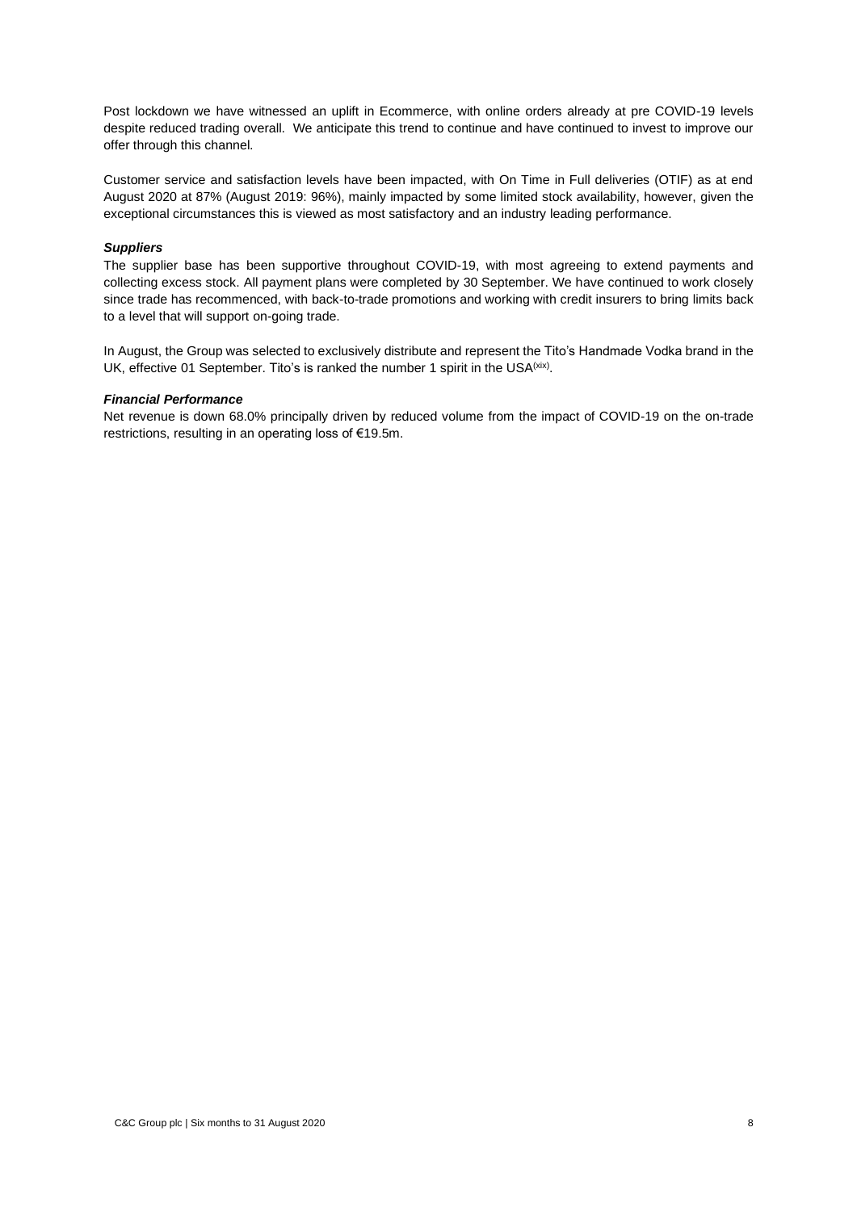Post lockdown we have witnessed an uplift in Ecommerce, with online orders already at pre COVID-19 levels despite reduced trading overall. We anticipate this trend to continue and have continued to invest to improve our offer through this channel.

Customer service and satisfaction levels have been impacted, with On Time in Full deliveries (OTIF) as at end August 2020 at 87% (August 2019: 96%), mainly impacted by some limited stock availability, however, given the exceptional circumstances this is viewed as most satisfactory and an industry leading performance.

***Suppliers***

The supplier base has been supportive throughout COVID-19, with most agreeing to extend payments and collecting excess stock. All payment plans were completed by 30 September. We have continued to work closely since trade has recommenced, with back-to-trade promotions and working with credit insurers to bring limits back to a level that will support on-going trade.

In August, the Group was selected to exclusively distribute and represent the Tito's Handmade Vodka brand in the UK, effective 01 September. Tito's is ranked the number 1 spirit in the USA[xix].

***Financial Performance***

Net revenue is down 68.0% principally driven by reduced volume from the impact of COVID-19 on the on-trade restrictions, resulting in an operating loss of €19.5m.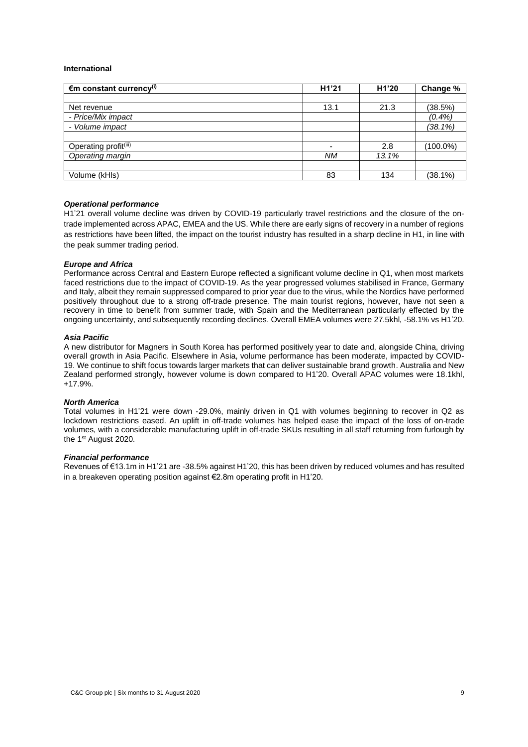**International**

| €m constant currency[i] | H1'21 | H1'20 | Change % |
|---|---|---|---|
| | | | |
| Net revenue | 13.1 | 21.3 | (38.5%) |
| *- Price/Mix impact* | | | *(0.4%)* |
| *- Volume impact* | | | *(38.1%)* |
| | | | |
| Operating profit[iii] | - | 2.8 | (100.0%) |
| *Operating margin* | *NM* | *13.1%* | |
| | | | |
| Volume (kHls) | 83 | 134 | (38.1%) |

***Operational performance***

H1'21 overall volume decline was driven by COVID-19 particularly travel restrictions and the closure of the on-trade implemented across APAC, EMEA and the US. While there are early signs of recovery in a number of regions as restrictions have been lifted, the impact on the tourist industry has resulted in a sharp decline in H1, in line with the peak summer trading period.

***Europe and Africa***

Performance across Central and Eastern Europe reflected a significant volume decline in Q1, when most markets faced restrictions due to the impact of COVID-19. As the year progressed volumes stabilised in France, Germany and Italy, albeit they remain suppressed compared to prior year due to the virus, while the Nordics have performed positively throughout due to a strong off-trade presence. The main tourist regions, however, have not seen a recovery in time to benefit from summer trade, with Spain and the Mediterranean particularly effected by the ongoing uncertainty, and subsequently recording declines. Overall EMEA volumes were 27.5khl, -58.1% vs H1'20.

***Asia Pacific***

A new distributor for Magners in South Korea has performed positively year to date and, alongside China, driving overall growth in Asia Pacific. Elsewhere in Asia, volume performance has been moderate, impacted by COVID-19. We continue to shift focus towards larger markets that can deliver sustainable brand growth. Australia and New Zealand performed strongly, however volume is down compared to H1'20. Overall APAC volumes were 18.1khl, +17.9%.

***North America***

Total volumes in H1'21 were down -29.0%, mainly driven in Q1 with volumes beginning to recover in Q2 as lockdown restrictions eased. An uplift in off-trade volumes has helped ease the impact of the loss of on-trade volumes, with a considerable manufacturing uplift in off-trade SKUs resulting in all staff returning from furlough by the 1st August 2020.

***Financial performance***

Revenues of €13.1m in H1'21 are -38.5% against H1'20, this has been driven by reduced volumes and has resulted in a breakeven operating position against €2.8m operating profit in H1'20.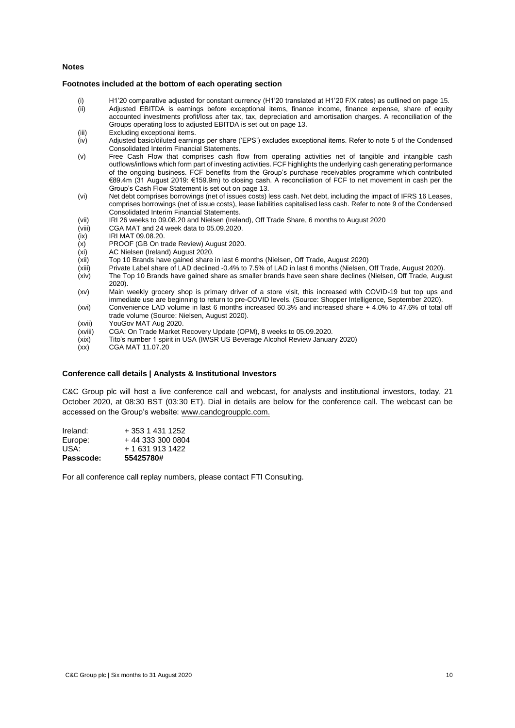**Notes**

**Footnotes included at the bottom of each operating section**

(i) H1'20 comparative adjusted for constant currency (H1'20 translated at H1'20 F/X rates) as outlined on page 15.

(ii) Adjusted EBITDA is earnings before exceptional items, finance income, finance expense, share of equity accounted investments profit/loss after tax, tax, depreciation and amortisation charges. A reconciliation of the Groups operating loss to adjusted EBITDA is set out on page 13.

(iii) Excluding exceptional items.

(iv) Adjusted basic/diluted earnings per share ('EPS') excludes exceptional items. Refer to note 5 of the Condensed Consolidated Interim Financial Statements.

(v) Free Cash Flow that comprises cash flow from operating activities net of tangible and intangible cash outflows/inflows which form part of investing activities. FCF highlights the underlying cash generating performance of the ongoing business. FCF benefits from the Group's purchase receivables programme which contributed €89.4m (31 August 2019: €159.9m) to closing cash. A reconciliation of FCF to net movement in cash per the Group's Cash Flow Statement is set out on page 13.

(vi) Net debt comprises borrowings (net of issues costs) less cash. Net debt, including the impact of IFRS 16 Leases, comprises borrowings (net of issue costs), lease liabilities capitalised less cash. Refer to note 9 of the Condensed Consolidated Interim Financial Statements.

(vii) IRI 26 weeks to 09.08.20 and Nielsen (Ireland), Off Trade Share, 6 months to August 2020

(viii) CGA MAT and 24 week data to 05.09.2020.

(ix) IRI MAT 09.08.20.

(x) PROOF (GB On trade Review) August 2020.

(xi) AC Nielsen (Ireland) August 2020.

(xii) Top 10 Brands have gained share in last 6 months (Nielsen, Off Trade, August 2020)

(xiii) Private Label share of LAD declined -0.4% to 7.5% of LAD in last 6 months (Nielsen, Off Trade, August 2020).

(xiv) The Top 10 Brands have gained share as smaller brands have seen share declines (Nielsen, Off Trade, August 2020).

(xv) Main weekly grocery shop is primary driver of a store visit, this increased with COVID-19 but top ups and immediate use are beginning to return to pre-COVID levels. (Source: Shopper Intelligence, September 2020).

(xvi) Convenience LAD volume in last 6 months increased 60.3% and increased share + 4.0% to 47.6% of total off trade volume (Source: Nielsen, August 2020).

(xvii) YouGov MAT Aug 2020.

(xviii) CGA: On Trade Market Recovery Update (OPM), 8 weeks to 05.09.2020.

(xix) Tito's number 1 spirit in USA (IWSR US Beverage Alcohol Review January 2020)

(xx) CGA MAT 11.07.20

**Conference call details | Analysts & Institutional Investors**

C&C Group plc will host a live conference call and webcast, for analysts and institutional investors, today, 21 October 2020, at 08:30 BST (03:30 ET). Dial in details are below for the conference call. The webcast can be accessed on the Group's website: www.candcgroupplc.com.

| | |
|---|---|
| Ireland: | + 353 1 431 1252 |
| Europe: | + 44 333 300 0804 |
| USA: | + 1 631 913 1422 |
| **Passcode:** | **55425780#** |

For all conference call replay numbers, please contact FTI Consulting.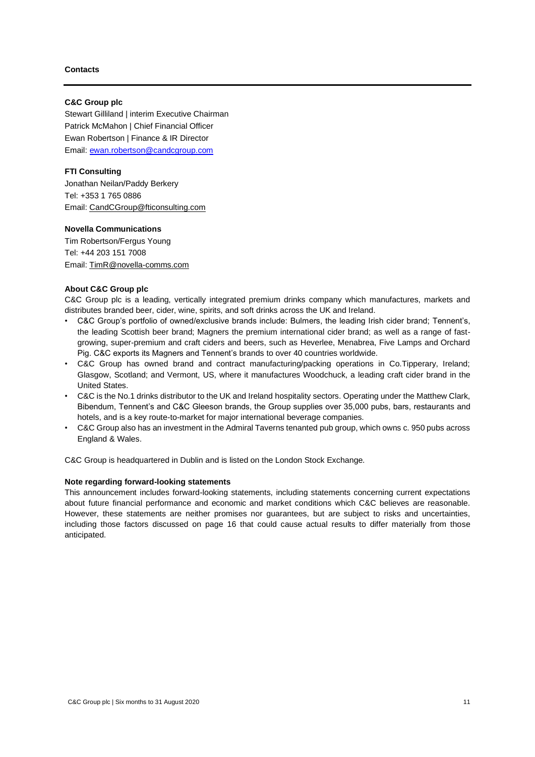**Contacts**

---

**C&C Group plc**
Stewart Gilliland | interim Executive Chairman
Patrick McMahon | Chief Financial Officer
Ewan Robertson | Finance & IR Director
Email: ewan.robertson@candcgroup.com

**FTI Consulting**
Jonathan Neilan/Paddy Berkery
Tel: +353 1 765 0886
Email: CandCGroup@fticonsulting.com

**Novella Communications**
Tim Robertson/Fergus Young
Tel: +44 203 151 7008
Email: TimR@novella-comms.com

**About C&C Group plc**

C&C Group plc is a leading, vertically integrated premium drinks company which manufactures, markets and distributes branded beer, cider, wine, spirits, and soft drinks across the UK and Ireland.

- C&C Group's portfolio of owned/exclusive brands include: Bulmers, the leading Irish cider brand; Tennent's, the leading Scottish beer brand; Magners the premium international cider brand; as well as a range of fast-growing, super-premium and craft ciders and beers, such as Heverlee, Menabrea, Five Lamps and Orchard Pig. C&C exports its Magners and Tennent's brands to over 40 countries worldwide.
- C&C Group has owned brand and contract manufacturing/packing operations in Co.Tipperary, Ireland; Glasgow, Scotland; and Vermont, US, where it manufactures Woodchuck, a leading craft cider brand in the United States.
- C&C is the No.1 drinks distributor to the UK and Ireland hospitality sectors. Operating under the Matthew Clark, Bibendum, Tennent's and C&C Gleeson brands, the Group supplies over 35,000 pubs, bars, restaurants and hotels, and is a key route-to-market for major international beverage companies.
- C&C Group also has an investment in the Admiral Taverns tenanted pub group, which owns c. 950 pubs across England & Wales.

C&C Group is headquartered in Dublin and is listed on the London Stock Exchange.

**Note regarding forward-looking statements**

This announcement includes forward-looking statements, including statements concerning current expectations about future financial performance and economic and market conditions which C&C believes are reasonable. However, these statements are neither promises nor guarantees, but are subject to risks and uncertainties, including those factors discussed on page 16 that could cause actual results to differ materially from those anticipated.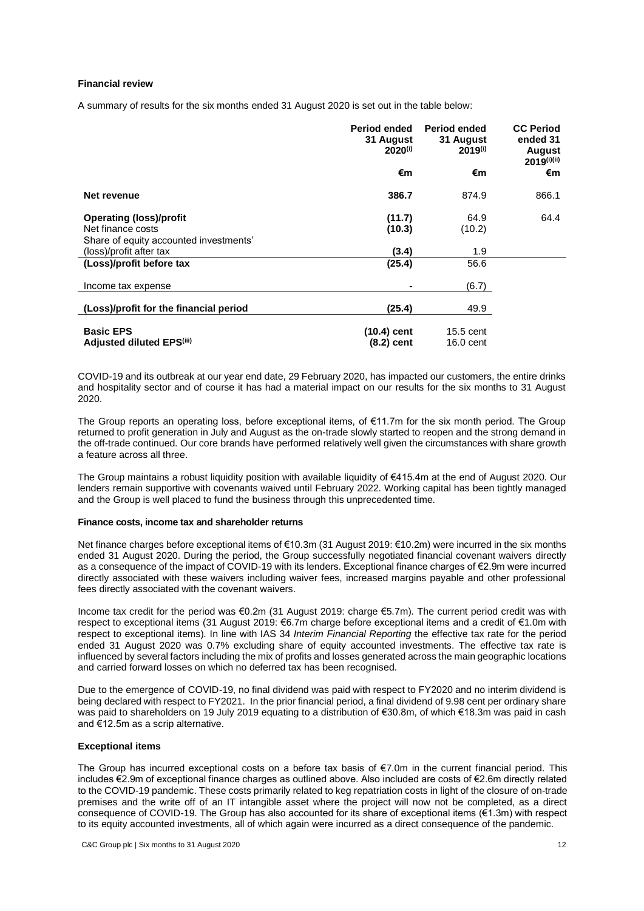### Financial review

A summary of results for the six months ended 31 August 2020 is set out in the table below:

| | Period ended 31 August 2020[(i)] | Period ended 31 August 2019[(i)] | CC Period ended 31 August 2019[(i)(ii)] |
|---|---|---|---|
| | €m | €m | €m |
| **Net revenue** | **386.7** | 874.9 | 866.1 |
| **Operating (loss)/profit** | **(11.7)** | 64.9 | 64.4 |
| Net finance costs | **(10.3)** | (10.2) | |
| Share of equity accounted investments' (loss)/profit after tax | **(3.4)** | 1.9 | |
| **(Loss)/profit before tax** | **(25.4)** | 56.6 | |
| Income tax expense | **-** | (6.7) | |
| **(Loss)/profit for the financial period** | **(25.4)** | 49.9 | |
| **Basic EPS** | **(10.4) cent** | 15.5 cent | |
| **Adjusted diluted EPS[(iii)]** | **(8.2) cent** | 16.0 cent | |

COVID-19 and its outbreak at our year end date, 29 February 2020, has impacted our customers, the entire drinks and hospitality sector and of course it has had a material impact on our results for the six months to 31 August 2020.

The Group reports an operating loss, before exceptional items, of €11.7m for the six month period. The Group returned to profit generation in July and August as the on-trade slowly started to reopen and the strong demand in the off-trade continued. Our core brands have performed relatively well given the circumstances with share growth a feature across all three.

The Group maintains a robust liquidity position with available liquidity of €415.4m at the end of August 2020. Our lenders remain supportive with covenants waived until February 2022. Working capital has been tightly managed and the Group is well placed to fund the business through this unprecedented time.

#### Finance costs, income tax and shareholder returns

Net finance charges before exceptional items of €10.3m (31 August 2019: €10.2m) were incurred in the six months ended 31 August 2020. During the period, the Group successfully negotiated financial covenant waivers directly as a consequence of the impact of COVID-19 with its lenders. Exceptional finance charges of €2.9m were incurred directly associated with these waivers including waiver fees, increased margins payable and other professional fees directly associated with the covenant waivers.

Income tax credit for the period was €0.2m (31 August 2019: charge €5.7m). The current period credit was with respect to exceptional items (31 August 2019: €6.7m charge before exceptional items and a credit of €1.0m with respect to exceptional items). In line with IAS 34 *Interim Financial Reporting* the effective tax rate for the period ended 31 August 2020 was 0.7% excluding share of equity accounted investments. The effective tax rate is influenced by several factors including the mix of profits and losses generated across the main geographic locations and carried forward losses on which no deferred tax has been recognised.

Due to the emergence of COVID-19, no final dividend was paid with respect to FY2020 and no interim dividend is being declared with respect to FY2021. In the prior financial period, a final dividend of 9.98 cent per ordinary share was paid to shareholders on 19 July 2019 equating to a distribution of €30.8m, of which €18.3m was paid in cash and €12.5m as a scrip alternative.

#### Exceptional items

The Group has incurred exceptional costs on a before tax basis of €7.0m in the current financial period. This includes €2.9m of exceptional finance charges as outlined above. Also included are costs of €2.6m directly related to the COVID-19 pandemic. These costs primarily related to keg repatriation costs in light of the closure of on-trade premises and the write off of an IT intangible asset where the project will now not be completed, as a direct consequence of COVID-19. The Group has also accounted for its share of exceptional items (€1.3m) with respect to its equity accounted investments, all of which again were incurred as a direct consequence of the pandemic.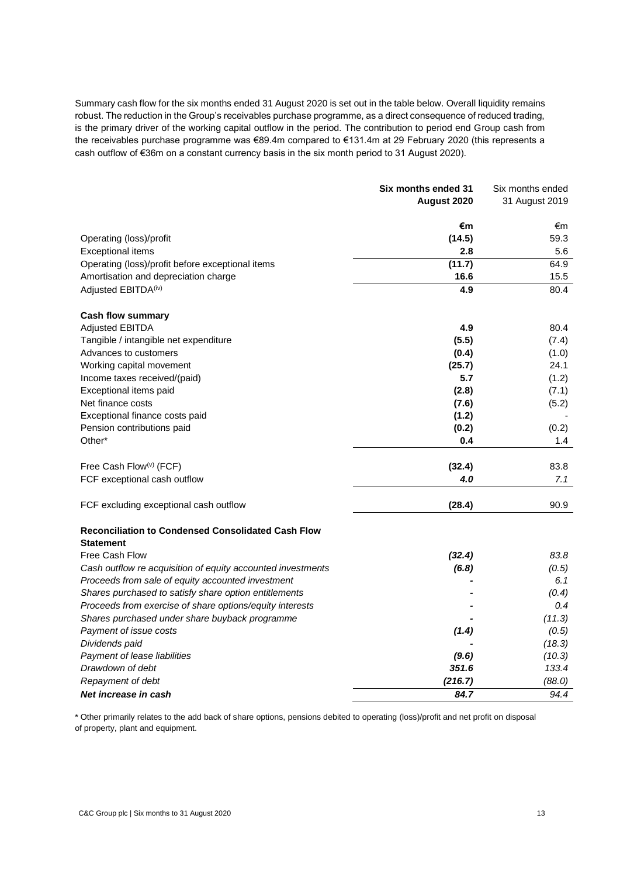Summary cash flow for the six months ended 31 August 2020 is set out in the table below. Overall liquidity remains robust. The reduction in the Group's receivables purchase programme, as a direct consequence of reduced trading, is the primary driver of the working capital outflow in the period. The contribution to period end Group cash from the receivables purchase programme was €89.4m compared to €131.4m at 29 February 2020 (this represents a cash outflow of €36m on a constant currency basis in the six month period to 31 August 2020).

| | **Six months ended 31 August 2020** | Six months ended 31 August 2019 |
|---|---|---|
| | **€m** | €m |
| Operating (loss)/profit | **(14.5)** | 59.3 |
| Exceptional items | **2.8** | 5.6 |
| Operating (loss)/profit before exceptional items | **(11.7)** | 64.9 |
| Amortisation and depreciation charge | **16.6** | 15.5 |
| Adjusted EBITDA[(iv)] | **4.9** | 80.4 |
| | | |
| **Cash flow summary** | | |
| Adjusted EBITDA | **4.9** | 80.4 |
| Tangible / intangible net expenditure | **(5.5)** | (7.4) |
| Advances to customers | **(0.4)** | (1.0) |
| Working capital movement | **(25.7)** | 24.1 |
| Income taxes received/(paid) | **5.7** | (1.2) |
| Exceptional items paid | **(2.8)** | (7.1) |
| Net finance costs | **(7.6)** | (5.2) |
| Exceptional finance costs paid | **(1.2)** | - |
| Pension contributions paid | **(0.2)** | (0.2) |
| Other* | **0.4** | 1.4 |
| | | |
| Free Cash Flow[(v)] (FCF) | **(32.4)** | 83.8 |
| FCF exceptional cash outflow | ***4.0*** | *7.1* |
| | | |
| FCF excluding exceptional cash outflow | **(28.4)** | 90.9 |
| | | |
| **Reconciliation to Condensed Consolidated Cash Flow Statement** | | |
| Free Cash Flow | ***(32.4)*** | *83.8* |
| *Cash outflow re acquisition of equity accounted investments* | ***(6.8)*** | *(0.5)* |
| *Proceeds from sale of equity accounted investment* | ***-*** | *6.1* |
| *Shares purchased to satisfy share option entitlements* | ***-*** | *(0.4)* |
| *Proceeds from exercise of share options/equity interests* | ***-*** | *0.4* |
| *Shares purchased under share buyback programme* | ***-*** | *(11.3)* |
| *Payment of issue costs* | ***(1.4)*** | *(0.5)* |
| *Dividends paid* | ***-*** | *(18.3)* |
| *Payment of lease liabilities* | ***(9.6)*** | *(10.3)* |
| *Drawdown of debt* | ***351.6*** | *133.4* |
| *Repayment of debt* | ***(216.7)*** | *(88.0)* |
| ***Net increase in cash*** | ***84.7*** | *94.4* |

\* Other primarily relates to the add back of share options, pensions debited to operating (loss)/profit and net profit on disposal of property, plant and equipment.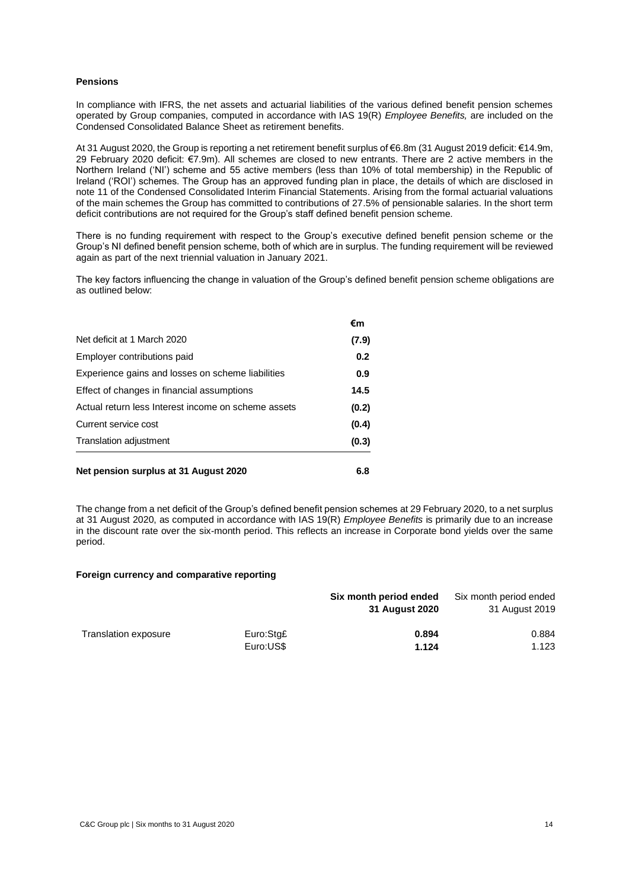### Pensions

In compliance with IFRS, the net assets and actuarial liabilities of the various defined benefit pension schemes operated by Group companies, computed in accordance with IAS 19(R) *Employee Benefits,* are included on the Condensed Consolidated Balance Sheet as retirement benefits.

At 31 August 2020, the Group is reporting a net retirement benefit surplus of €6.8m (31 August 2019 deficit: €14.9m, 29 February 2020 deficit: €7.9m). All schemes are closed to new entrants. There are 2 active members in the Northern Ireland ('NI') scheme and 55 active members (less than 10% of total membership) in the Republic of Ireland ('ROI') schemes. The Group has an approved funding plan in place, the details of which are disclosed in note 11 of the Condensed Consolidated Interim Financial Statements. Arising from the formal actuarial valuations of the main schemes the Group has committed to contributions of 27.5% of pensionable salaries. In the short term deficit contributions are not required for the Group's staff defined benefit pension scheme.

There is no funding requirement with respect to the Group's executive defined benefit pension scheme or the Group's NI defined benefit pension scheme, both of which are in surplus. The funding requirement will be reviewed again as part of the next triennial valuation in January 2021.

The key factors influencing the change in valuation of the Group's defined benefit pension scheme obligations are as outlined below:

| | €m |
|---|---|
| Net deficit at 1 March 2020 | **(7.9)** |
| Employer contributions paid | **0.2** |
| Experience gains and losses on scheme liabilities | **0.9** |
| Effect of changes in financial assumptions | **14.5** |
| Actual return less Interest income on scheme assets | **(0.2)** |
| Current service cost | **(0.4)** |
| Translation adjustment | **(0.3)** |
| **Net pension surplus at 31 August 2020** | **6.8** |

The change from a net deficit of the Group's defined benefit pension schemes at 29 February 2020, to a net surplus at 31 August 2020, as computed in accordance with IAS 19(R) *Employee Benefits* is primarily due to an increase in the discount rate over the six-month period. This reflects an increase in Corporate bond yields over the same period.

### Foreign currency and comparative reporting

| | | **Six month period ended 31 August 2020** | Six month period ended 31 August 2019 |
|---|---|---|---|
| Translation exposure | Euro:Stg£ | **0.894** | 0.884 |
| | Euro:US$ | **1.124** | 1.123 |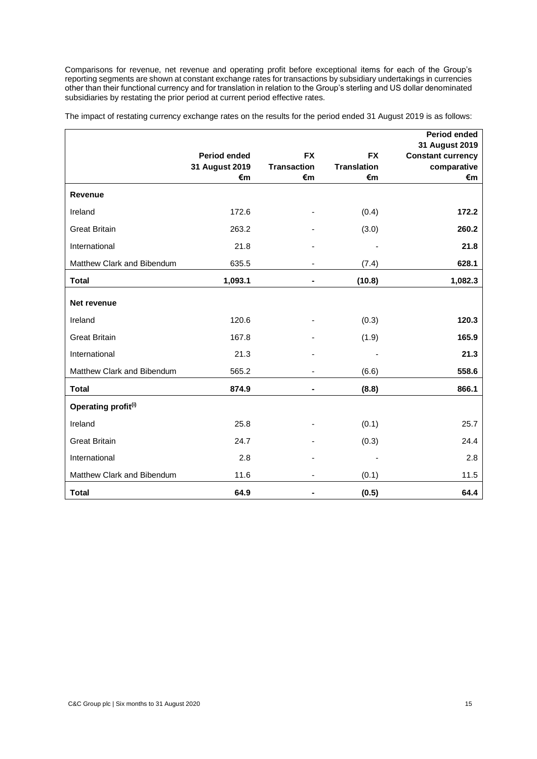Comparisons for revenue, net revenue and operating profit before exceptional items for each of the Group's reporting segments are shown at constant exchange rates for transactions by subsidiary undertakings in currencies other than their functional currency and for translation in relation to the Group's sterling and US dollar denominated subsidiaries by restating the prior period at current period effective rates.

The impact of restating currency exchange rates on the results for the period ended 31 August 2019 is as follows:

| | Period ended 31 August 2019 €m | FX Transaction €m | FX Translation €m | Period ended 31 August 2019 Constant currency comparative €m |
|---|---|---|---|---|
| **Revenue** | | | | |
| Ireland | 172.6 | - | (0.4) | **172.2** |
| Great Britain | 263.2 | - | (3.0) | **260.2** |
| International | 21.8 | - | - | **21.8** |
| Matthew Clark and Bibendum | 635.5 | - | (7.4) | **628.1** |
| **Total** | **1,093.1** | **-** | **(10.8)** | **1,082.3** |
| **Net revenue** | | | | |
| Ireland | 120.6 | - | (0.3) | **120.3** |
| Great Britain | 167.8 | - | (1.9) | **165.9** |
| International | 21.3 | - | - | **21.3** |
| Matthew Clark and Bibendum | 565.2 | - | (6.6) | **558.6** |
| **Total** | **874.9** | **-** | **(8.8)** | **866.1** |
| **Operating profit(i)** | | | | |
| Ireland | 25.8 | - | (0.1) | 25.7 |
| Great Britain | 24.7 | - | (0.3) | 24.4 |
| International | 2.8 | - | - | 2.8 |
| Matthew Clark and Bibendum | 11.6 | - | (0.1) | 11.5 |
| **Total** | **64.9** | **-** | **(0.5)** | **64.4** |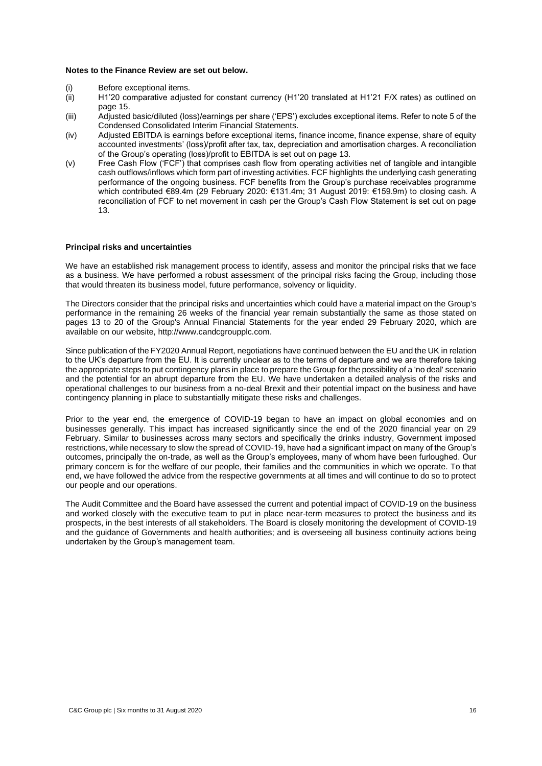**Notes to the Finance Review are set out below.**

(i) Before exceptional items.

(ii) H1'20 comparative adjusted for constant currency (H1'20 translated at H1'21 F/X rates) as outlined on page 15.

(iii) Adjusted basic/diluted (loss)/earnings per share ('EPS') excludes exceptional items. Refer to note 5 of the Condensed Consolidated Interim Financial Statements.

(iv) Adjusted EBITDA is earnings before exceptional items, finance income, finance expense, share of equity accounted investments' (loss)/profit after tax, tax, depreciation and amortisation charges. A reconciliation of the Group's operating (loss)/profit to EBITDA is set out on page 13.

(v) Free Cash Flow ('FCF') that comprises cash flow from operating activities net of tangible and intangible cash outflows/inflows which form part of investing activities. FCF highlights the underlying cash generating performance of the ongoing business. FCF benefits from the Group's purchase receivables programme which contributed €89.4m (29 February 2020: €131.4m; 31 August 2019: €159.9m) to closing cash. A reconciliation of FCF to net movement in cash per the Group's Cash Flow Statement is set out on page 13.

**Principal risks and uncertainties**

We have an established risk management process to identify, assess and monitor the principal risks that we face as a business. We have performed a robust assessment of the principal risks facing the Group, including those that would threaten its business model, future performance, solvency or liquidity.

The Directors consider that the principal risks and uncertainties which could have a material impact on the Group's performance in the remaining 26 weeks of the financial year remain substantially the same as those stated on pages 13 to 20 of the Group's Annual Financial Statements for the year ended 29 February 2020, which are available on our website, http://www.candcgroupplc.com.

Since publication of the FY2020 Annual Report, negotiations have continued between the EU and the UK in relation to the UK's departure from the EU. It is currently unclear as to the terms of departure and we are therefore taking the appropriate steps to put contingency plans in place to prepare the Group for the possibility of a 'no deal' scenario and the potential for an abrupt departure from the EU. We have undertaken a detailed analysis of the risks and operational challenges to our business from a no-deal Brexit and their potential impact on the business and have contingency planning in place to substantially mitigate these risks and challenges.

Prior to the year end, the emergence of COVID-19 began to have an impact on global economies and on businesses generally. This impact has increased significantly since the end of the 2020 financial year on 29 February. Similar to businesses across many sectors and specifically the drinks industry, Government imposed restrictions, while necessary to slow the spread of COVID-19, have had a significant impact on many of the Group's outcomes, principally the on-trade, as well as the Group's employees, many of whom have been furloughed. Our primary concern is for the welfare of our people, their families and the communities in which we operate. To that end, we have followed the advice from the respective governments at all times and will continue to do so to protect our people and our operations.

The Audit Committee and the Board have assessed the current and potential impact of COVID-19 on the business and worked closely with the executive team to put in place near-term measures to protect the business and its prospects, in the best interests of all stakeholders. The Board is closely monitoring the development of COVID-19 and the guidance of Governments and health authorities; and is overseeing all business continuity actions being undertaken by the Group's management team.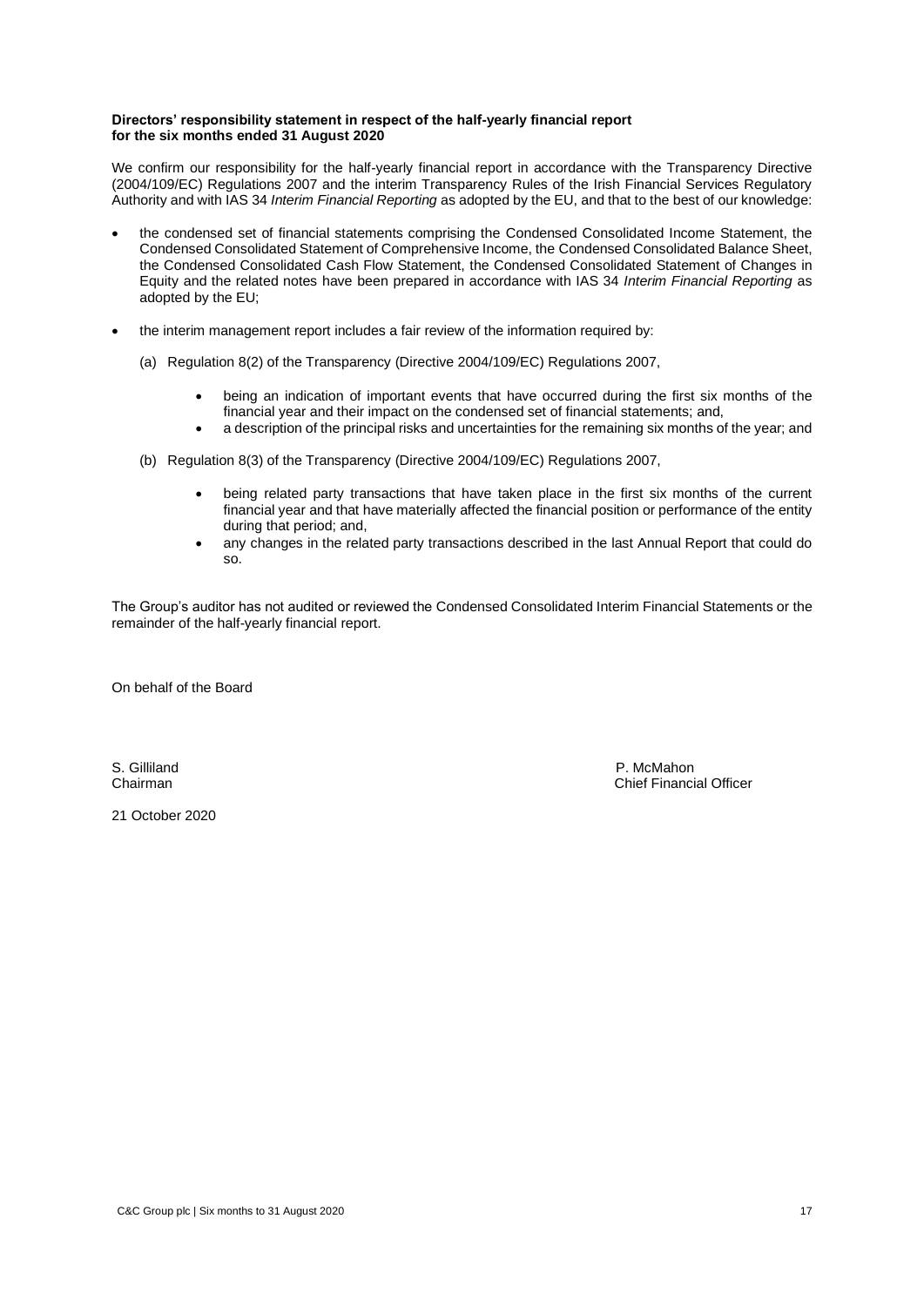**Directors' responsibility statement in respect of the half-yearly financial report for the six months ended 31 August 2020**

We confirm our responsibility for the half-yearly financial report in accordance with the Transparency Directive (2004/109/EC) Regulations 2007 and the interim Transparency Rules of the Irish Financial Services Regulatory Authority and with IAS 34 *Interim Financial Reporting* as adopted by the EU, and that to the best of our knowledge:

- the condensed set of financial statements comprising the Condensed Consolidated Income Statement, the Condensed Consolidated Statement of Comprehensive Income, the Condensed Consolidated Balance Sheet, the Condensed Consolidated Cash Flow Statement, the Condensed Consolidated Statement of Changes in Equity and the related notes have been prepared in accordance with IAS 34 *Interim Financial Reporting* as adopted by the EU;

- the interim management report includes a fair review of the information required by:

  (a) Regulation 8(2) of the Transparency (Directive 2004/109/EC) Regulations 2007,

    - being an indication of important events that have occurred during the first six months of the financial year and their impact on the condensed set of financial statements; and,
    - a description of the principal risks and uncertainties for the remaining six months of the year; and

  (b) Regulation 8(3) of the Transparency (Directive 2004/109/EC) Regulations 2007,

    - being related party transactions that have taken place in the first six months of the current financial year and that have materially affected the financial position or performance of the entity during that period; and,
    - any changes in the related party transactions described in the last Annual Report that could do so.

The Group's auditor has not audited or reviewed the Condensed Consolidated Interim Financial Statements or the remainder of the half-yearly financial report.

On behalf of the Board

S. Gilliland
Chairman

P. McMahon
Chief Financial Officer

21 October 2020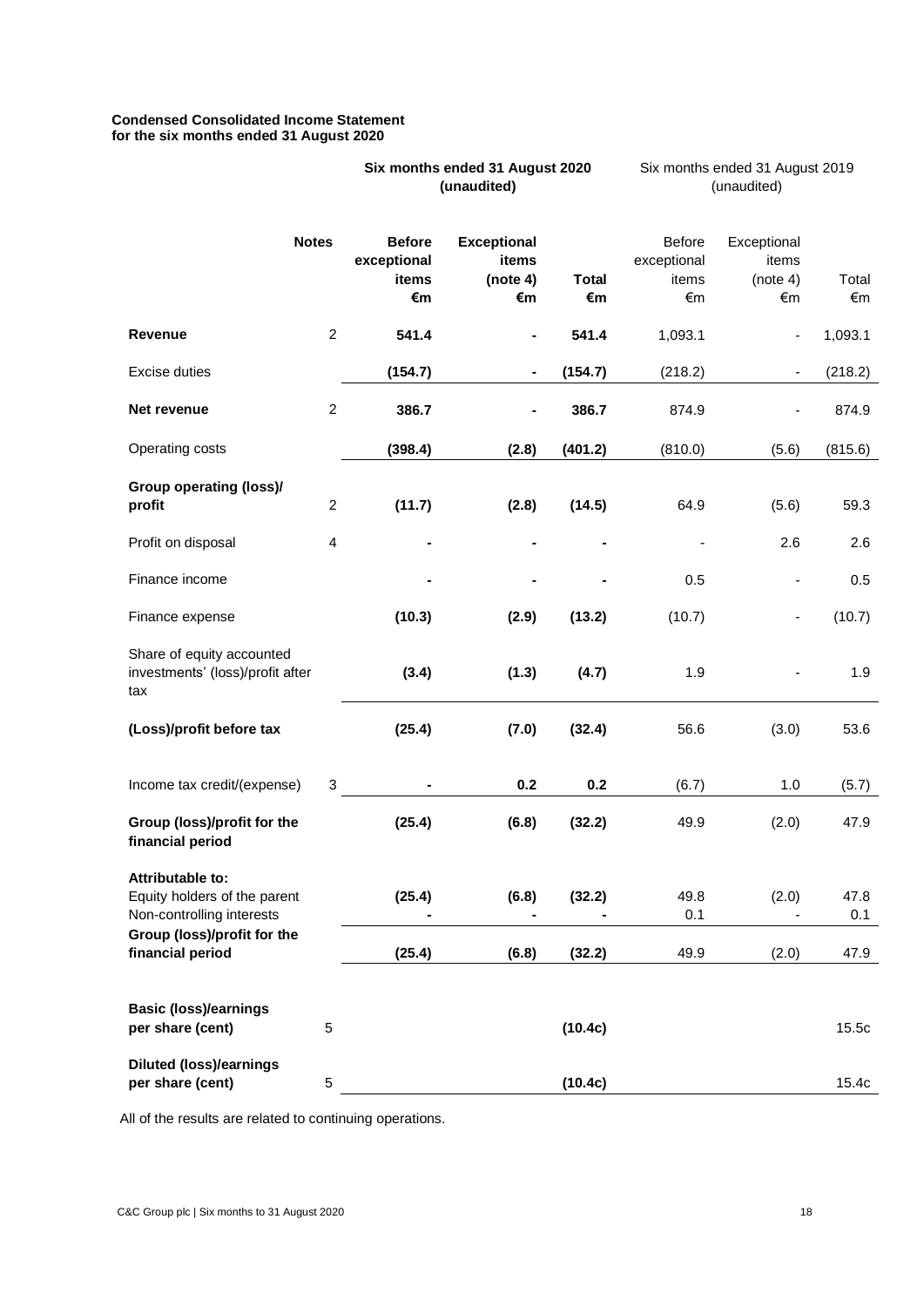**Condensed Consolidated Income Statement**
**for the six months ended 31 August 2020**

| | Notes | Six months ended 31 August 2020 (unaudited) | | | Six months ended 31 August 2019 (unaudited) | | |
|---|---|---|---|---|---|---|---|
| | | **Before exceptional items €m** | **Exceptional items (note 4) €m** | **Total €m** | Before exceptional items €m | Exceptional items (note 4) €m | Total €m |
| **Revenue** | 2 | **541.4** | **-** | **541.4** | 1,093.1 | - | 1,093.1 |
| Excise duties | | **(154.7)** | **-** | **(154.7)** | (218.2) | - | (218.2) |
| **Net revenue** | 2 | **386.7** | **-** | **386.7** | 874.9 | - | 874.9 |
| Operating costs | | **(398.4)** | **(2.8)** | **(401.2)** | (810.0) | (5.6) | (815.6) |
| **Group operating (loss)/ profit** | 2 | **(11.7)** | **(2.8)** | **(14.5)** | 64.9 | (5.6) | 59.3 |
| Profit on disposal | 4 | **-** | **-** | **-** | - | 2.6 | 2.6 |
| Finance income | | **-** | **-** | **-** | 0.5 | - | 0.5 |
| Finance expense | | **(10.3)** | **(2.9)** | **(13.2)** | (10.7) | - | (10.7) |
| Share of equity accounted investments' (loss)/profit after tax | | **(3.4)** | **(1.3)** | **(4.7)** | 1.9 | - | 1.9 |
| **(Loss)/profit before tax** | | **(25.4)** | **(7.0)** | **(32.4)** | 56.6 | (3.0) | 53.6 |
| Income tax credit/(expense) | 3 | **-** | **0.2** | **0.2** | (6.7) | 1.0 | (5.7) |
| **Group (loss)/profit for the financial period** | | **(25.4)** | **(6.8)** | **(32.2)** | 49.9 | (2.0) | 47.9 |
| **Attributable to:** | | | | | | | |
| Equity holders of the parent | | **(25.4)** | **(6.8)** | **(32.2)** | 49.8 | (2.0) | 47.8 |
| Non-controlling interests | | **-** | **-** | **-** | 0.1 | - | 0.1 |
| **Group (loss)/profit for the financial period** | | **(25.4)** | **(6.8)** | **(32.2)** | 49.9 | (2.0) | 47.9 |
| **Basic (loss)/earnings per share (cent)** | 5 | | | **(10.4c)** | | | 15.5c |
| **Diluted (loss)/earnings per share (cent)** | 5 | | | **(10.4c)** | | | 15.4c |

All of the results are related to continuing operations.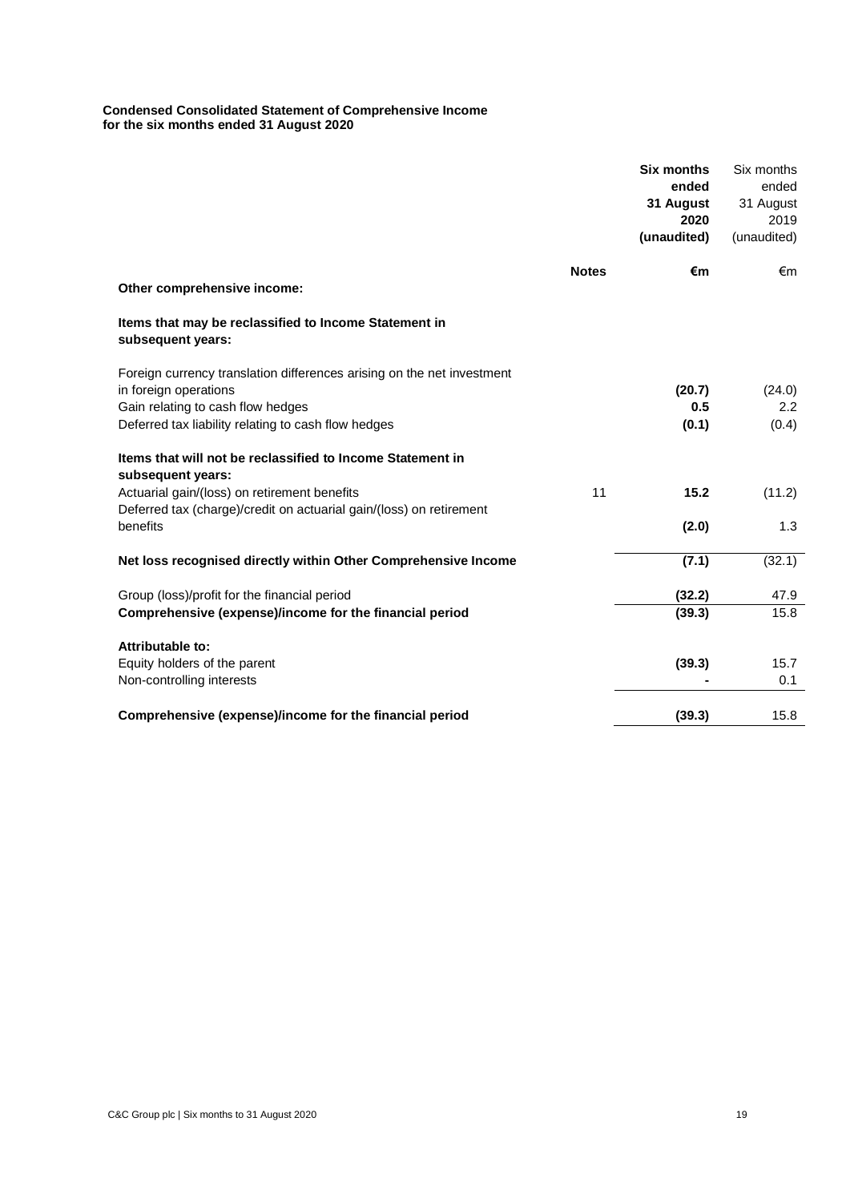**Condensed Consolidated Statement of Comprehensive Income**
**for the six months ended 31 August 2020**

| | Notes | **Six months ended 31 August 2020 (unaudited)** | Six months ended 31 August 2019 (unaudited) |
|---|---|---|---|
| | | **€m** | €m |
| **Other comprehensive income:** | | | |
| **Items that may be reclassified to Income Statement in subsequent years:** | | | |
| Foreign currency translation differences arising on the net investment in foreign operations | | **(20.7)** | (24.0) |
| Gain relating to cash flow hedges | | **0.5** | 2.2 |
| Deferred tax liability relating to cash flow hedges | | **(0.1)** | (0.4) |
| **Items that will not be reclassified to Income Statement in subsequent years:** | | | |
| Actuarial gain/(loss) on retirement benefits | 11 | **15.2** | (11.2) |
| Deferred tax (charge)/credit on actuarial gain/(loss) on retirement benefits | | **(2.0)** | 1.3 |
| **Net loss recognised directly within Other Comprehensive Income** | | **(7.1)** | (32.1) |
| Group (loss)/profit for the financial period | | **(32.2)** | 47.9 |
| **Comprehensive (expense)/income for the financial period** | | **(39.3)** | 15.8 |
| **Attributable to:** | | | |
| Equity holders of the parent | | **(39.3)** | 15.7 |
| Non-controlling interests | | **-** | 0.1 |
| **Comprehensive (expense)/income for the financial period** | | **(39.3)** | 15.8 |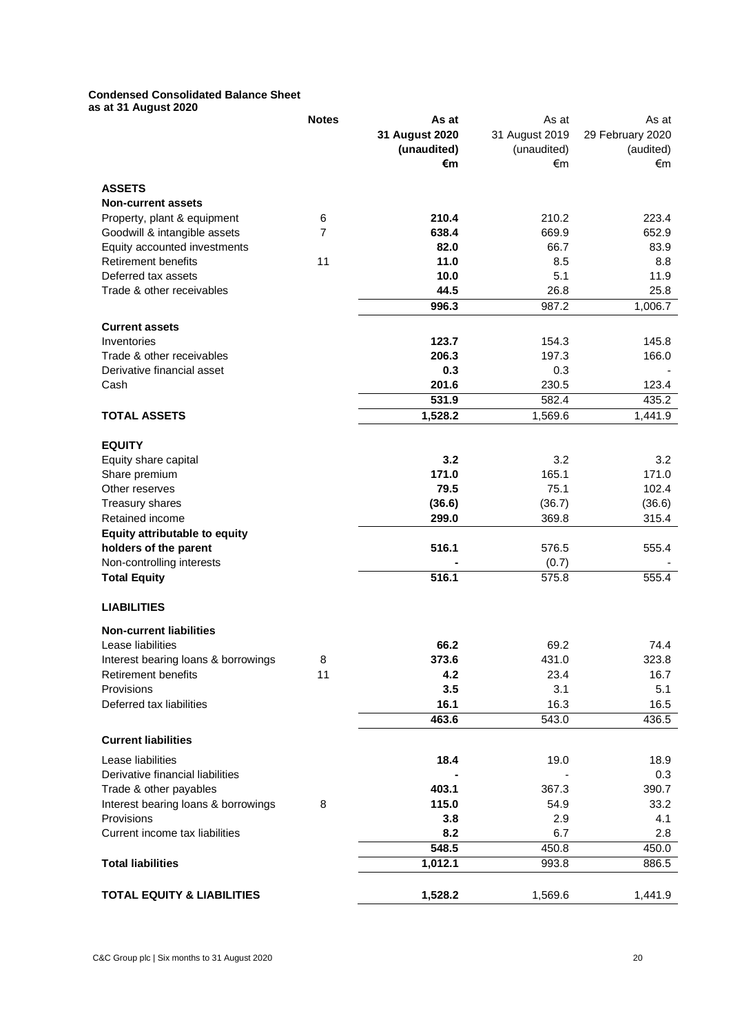**Condensed Consolidated Balance Sheet**
**as at 31 August 2020**

| | Notes | As at 31 August 2020 (unaudited) €m | As at 31 August 2019 (unaudited) €m | As at 29 February 2020 (audited) €m |
|---|---|---|---|---|
| **ASSETS** | | | | |
| **Non-current assets** | | | | |
| Property, plant & equipment | 6 | **210.4** | 210.2 | 223.4 |
| Goodwill & intangible assets | 7 | **638.4** | 669.9 | 652.9 |
| Equity accounted investments | | **82.0** | 66.7 | 83.9 |
| Retirement benefits | 11 | **11.0** | 8.5 | 8.8 |
| Deferred tax assets | | **10.0** | 5.1 | 11.9 |
| Trade & other receivables | | **44.5** | 26.8 | 25.8 |
| | | **996.3** | 987.2 | 1,006.7 |
| **Current assets** | | | | |
| Inventories | | **123.7** | 154.3 | 145.8 |
| Trade & other receivables | | **206.3** | 197.3 | 166.0 |
| Derivative financial asset | | **0.3** | 0.3 | - |
| Cash | | **201.6** | 230.5 | 123.4 |
| | | **531.9** | 582.4 | 435.2 |
| **TOTAL ASSETS** | | **1,528.2** | 1,569.6 | 1,441.9 |
| **EQUITY** | | | | |
| Equity share capital | | **3.2** | 3.2 | 3.2 |
| Share premium | | **171.0** | 165.1 | 171.0 |
| Other reserves | | **79.5** | 75.1 | 102.4 |
| Treasury shares | | **(36.6)** | (36.7) | (36.6) |
| Retained income | | **299.0** | 369.8 | 315.4 |
| **Equity attributable to equity holders of the parent** | | **516.1** | 576.5 | 555.4 |
| Non-controlling interests | | **-** | (0.7) | - |
| **Total Equity** | | **516.1** | 575.8 | 555.4 |
| **LIABILITIES** | | | | |
| **Non-current liabilities** | | | | |
| Lease liabilities | | **66.2** | 69.2 | 74.4 |
| Interest bearing loans & borrowings | 8 | **373.6** | 431.0 | 323.8 |
| Retirement benefits | 11 | **4.2** | 23.4 | 16.7 |
| Provisions | | **3.5** | 3.1 | 5.1 |
| Deferred tax liabilities | | **16.1** | 16.3 | 16.5 |
| | | **463.6** | 543.0 | 436.5 |
| **Current liabilities** | | | | |
| Lease liabilities | | **18.4** | 19.0 | 18.9 |
| Derivative financial liabilities | | **-** | - | 0.3 |
| Trade & other payables | | **403.1** | 367.3 | 390.7 |
| Interest bearing loans & borrowings | 8 | **115.0** | 54.9 | 33.2 |
| Provisions | | **3.8** | 2.9 | 4.1 |
| Current income tax liabilities | | **8.2** | 6.7 | 2.8 |
| | | **548.5** | 450.8 | 450.0 |
| **Total liabilities** | | **1,012.1** | 993.8 | 886.5 |
| **TOTAL EQUITY & LIABILITIES** | | **1,528.2** | 1,569.6 | 1,441.9 |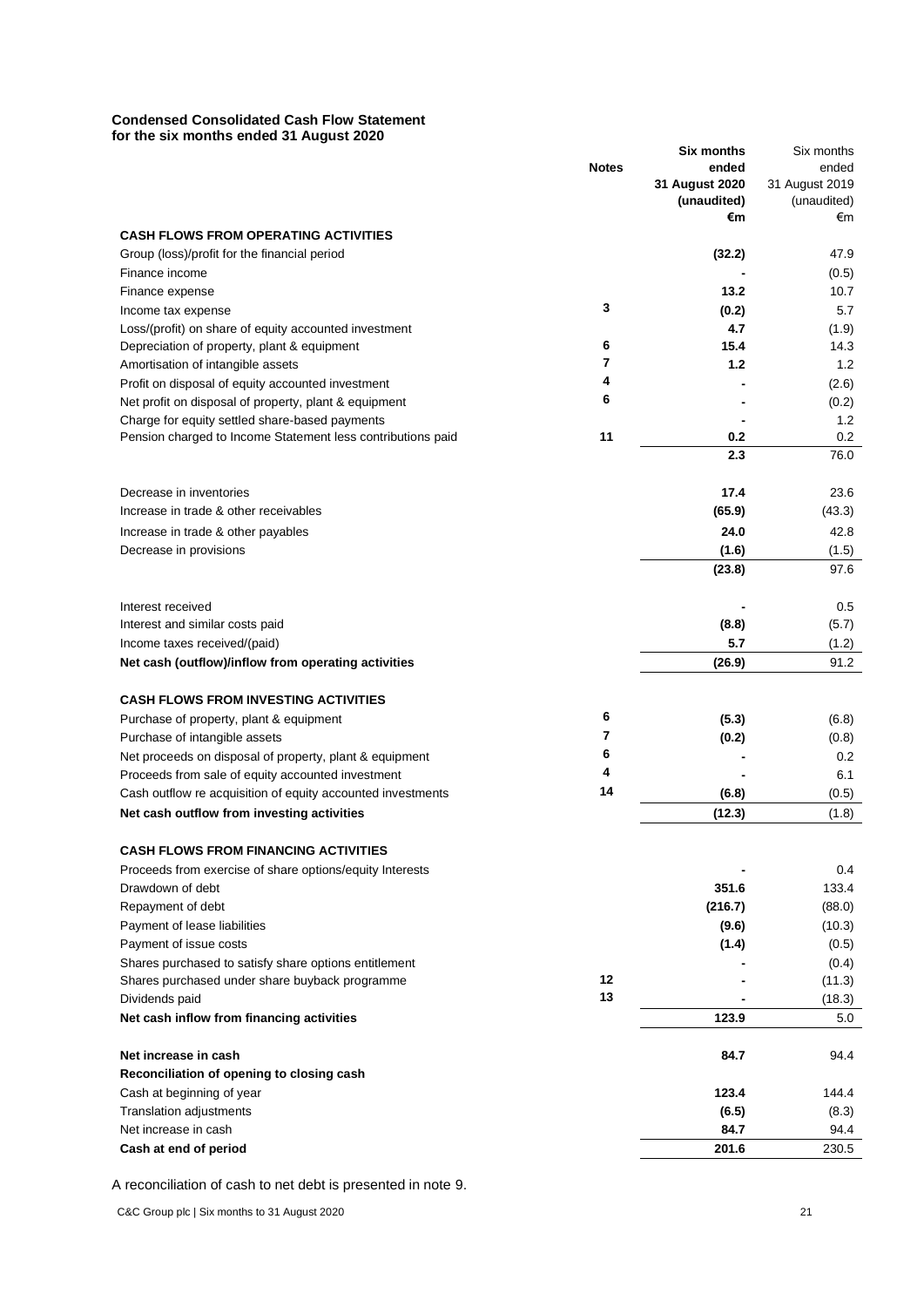**Condensed Consolidated Cash Flow Statement**
**for the six months ended 31 August 2020**

| | Notes | Six months ended 31 August 2020 (unaudited) €m | Six months ended 31 August 2019 (unaudited) €m |
|---|---|---|---|
| **CASH FLOWS FROM OPERATING ACTIVITIES** | | | |
| Group (loss)/profit for the financial period | | **(32.2)** | 47.9 |
| Finance income | | **-** | (0.5) |
| Finance expense | | **13.2** | 10.7 |
| Income tax expense | 3 | **(0.2)** | 5.7 |
| Loss/(profit) on share of equity accounted investment | | **4.7** | (1.9) |
| Depreciation of property, plant & equipment | 6 | **15.4** | 14.3 |
| Amortisation of intangible assets | 7 | **1.2** | 1.2 |
| Profit on disposal of equity accounted investment | 4 | **-** | (2.6) |
| Net profit on disposal of property, plant & equipment | 6 | **-** | (0.2) |
| Charge for equity settled share-based payments | | **-** | 1.2 |
| Pension charged to Income Statement less contributions paid | 11 | **0.2** | 0.2 |
| | | **2.3** | 76.0 |
| Decrease in inventories | | **17.4** | 23.6 |
| Increase in trade & other receivables | | **(65.9)** | (43.3) |
| Increase in trade & other payables | | **24.0** | 42.8 |
| Decrease in provisions | | **(1.6)** | (1.5) |
| | | **(23.8)** | 97.6 |
| Interest received | | **-** | 0.5 |
| Interest and similar costs paid | | **(8.8)** | (5.7) |
| Income taxes received/(paid) | | **5.7** | (1.2) |
| **Net cash (outflow)/inflow from operating activities** | | **(26.9)** | 91.2 |
| **CASH FLOWS FROM INVESTING ACTIVITIES** | | | |
| Purchase of property, plant & equipment | 6 | **(5.3)** | (6.8) |
| Purchase of intangible assets | 7 | **(0.2)** | (0.8) |
| Net proceeds on disposal of property, plant & equipment | 6 | **-** | 0.2 |
| Proceeds from sale of equity accounted investment | 4 | **-** | 6.1 |
| Cash outflow re acquisition of equity accounted investments | 14 | **(6.8)** | (0.5) |
| **Net cash outflow from investing activities** | | **(12.3)** | (1.8) |
| **CASH FLOWS FROM FINANCING ACTIVITIES** | | | |
| Proceeds from exercise of share options/equity Interests | | **-** | 0.4 |
| Drawdown of debt | | **351.6** | 133.4 |
| Repayment of debt | | **(216.7)** | (88.0) |
| Payment of lease liabilities | | **(9.6)** | (10.3) |
| Payment of issue costs | | **(1.4)** | (0.5) |
| Shares purchased to satisfy share options entitlement | | **-** | (0.4) |
| Shares purchased under share buyback programme | 12 | **-** | (11.3) |
| Dividends paid | 13 | **-** | (18.3) |
| **Net cash inflow from financing activities** | | **123.9** | 5.0 |
| **Net increase in cash** | | **84.7** | 94.4 |
| **Reconciliation of opening to closing cash** | | | |
| Cash at beginning of year | | **123.4** | 144.4 |
| Translation adjustments | | **(6.5)** | (8.3) |
| Net increase in cash | | **84.7** | 94.4 |
| **Cash at end of period** | | **201.6** | 230.5 |

A reconciliation of cash to net debt is presented in note 9.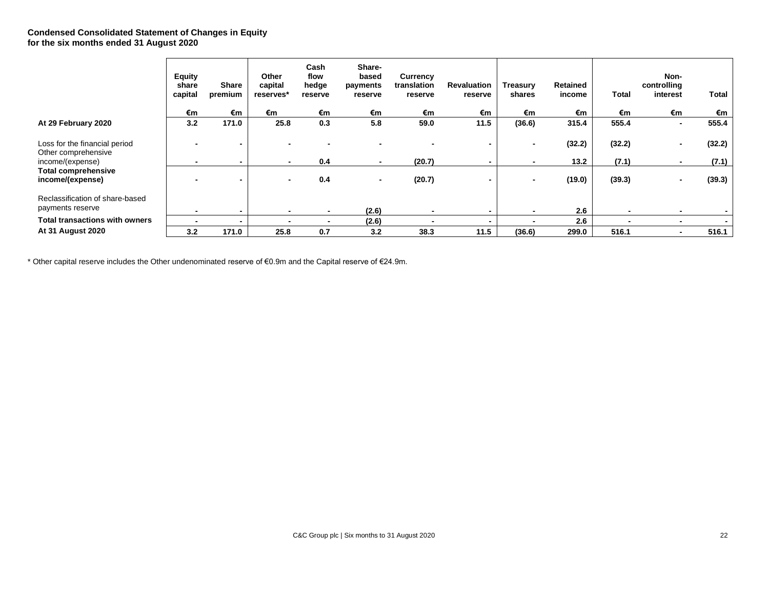**Condensed Consolidated Statement of Changes in Equity**
**for the six months ended 31 August 2020**

| | Equity share capital | Share premium | Other capital reserves* | Cash flow hedge reserve | Share-based payments reserve | Currency translation reserve | Revaluation reserve | Treasury shares | Retained income | Total | Non-controlling interest | Total |
|---|---|---|---|---|---|---|---|---|---|---|---|---|
| | €m | €m | €m | €m | €m | €m | €m | €m | €m | €m | €m | €m |
| **At 29 February 2020** | **3.2** | **171.0** | **25.8** | **0.3** | **5.8** | **59.0** | **11.5** | **(36.6)** | **315.4** | **555.4** | **-** | **555.4** |
| Loss for the financial period | - | - | - | - | - | - | - | - | (32.2) | (32.2) | - | (32.2) |
| Other comprehensive income/(expense) | - | - | - | 0.4 | - | (20.7) | - | - | 13.2 | (7.1) | - | (7.1) |
| **Total comprehensive income/(expense)** | - | - | - | 0.4 | - | (20.7) | - | - | (19.0) | (39.3) | - | (39.3) |
| Reclassification of share-based payments reserve | - | - | - | - | (2.6) | - | - | - | 2.6 | - | - | - |
| **Total transactions with owners** | - | - | - | - | (2.6) | - | - | - | 2.6 | - | - | - |
| **At 31 August 2020** | **3.2** | **171.0** | **25.8** | **0.7** | **3.2** | **38.3** | **11.5** | **(36.6)** | **299.0** | **516.1** | **-** | **516.1** |

* Other capital reserve includes the Other undenominated reserve of €0.9m and the Capital reserve of €24.9m.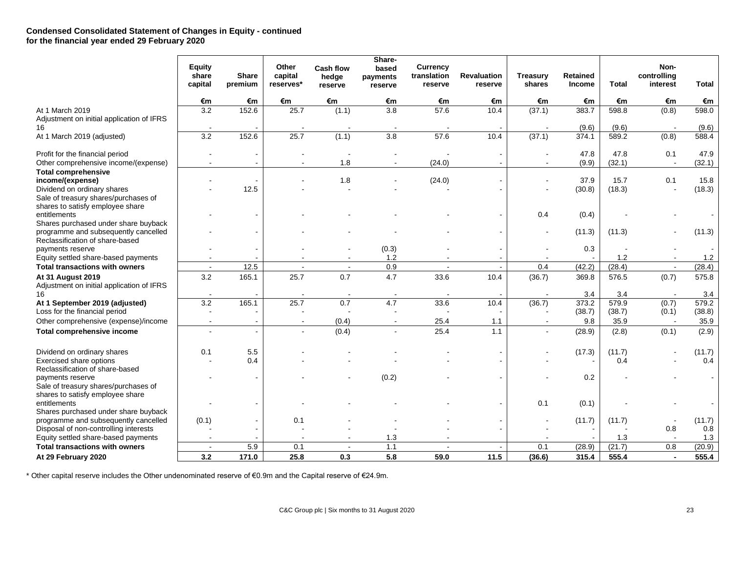**Condensed Consolidated Statement of Changes in Equity - continued**
**for the financial year ended 29 February 2020**

| | Equity share capital | Share premium | Other capital reserves* | Cash flow hedge reserve | Share-based payments reserve | Currency translation reserve | Revaluation reserve | Treasury shares | Retained Income | Total | Non-controlling interest | Total |
|---|---|---|---|---|---|---|---|---|---|---|---|---|
| | €m | €m | €m | €m | €m | €m | €m | €m | €m | €m | €m | €m |
| At 1 March 2019 | 3.2 | 152.6 | 25.7 | (1.1) | 3.8 | 57.6 | 10.4 | (37.1) | 383.7 | 598.8 | (0.8) | 598.0 |
| Adjustment on initial application of IFRS 16 | - | - | - | - | - | - | - | - | (9.6) | (9.6) | - | (9.6) |
| At 1 March 2019 (adjusted) | 3.2 | 152.6 | 25.7 | (1.1) | 3.8 | 57.6 | 10.4 | (37.1) | 374.1 | 589.2 | (0.8) | 588.4 |
| Profit for the financial period | - | - | - | - | - | - | - | - | 47.8 | 47.8 | 0.1 | 47.9 |
| Other comprehensive income/(expense) | - | - | - | 1.8 | - | (24.0) | - | - | (9.9) | (32.1) | - | (32.1) |
| **Total comprehensive income/(expense)** | - | - | - | 1.8 | - | (24.0) | - | - | 37.9 | 15.7 | 0.1 | 15.8 |
| Dividend on ordinary shares | - | 12.5 | - | - | - | - | - | - | (30.8) | (18.3) | - | (18.3) |
| Sale of treasury shares/purchases of shares to satisfy employee share entitlements | - | - | - | - | - | - | - | 0.4 | (0.4) | - | - | - |
| Shares purchased under share buyback programme and subsequently cancelled | - | - | - | - | - | - | - | - | (11.3) | (11.3) | - | (11.3) |
| Reclassification of share-based payments reserve | - | - | - | - | (0.3) | - | - | - | 0.3 | - | - | - |
| Equity settled share-based payments | - | - | - | - | 1.2 | - | - | - | - | 1.2 | - | 1.2 |
| **Total transactions with owners** | - | 12.5 | - | - | 0.9 | - | - | 0.4 | (42.2) | (28.4) | - | (28.4) |
| **At 31 August 2019** | 3.2 | 165.1 | 25.7 | 0.7 | 4.7 | 33.6 | 10.4 | (36.7) | 369.8 | 576.5 | (0.7) | 575.8 |
| Adjustment on initial application of IFRS 16 | - | - | - | - | - | - | - | - | 3.4 | 3.4 | - | 3.4 |
| **At 1 September 2019 (adjusted)** | 3.2 | 165.1 | 25.7 | 0.7 | 4.7 | 33.6 | 10.4 | (36.7) | 373.2 | 579.9 | (0.7) | 579.2 |
| Loss for the financial period | - | - | - | - | - | - | - | - | (38.7) | (38.7) | (0.1) | (38.8) |
| Other comprehensive (expense)/income | - | - | - | (0.4) | - | 25.4 | 1.1 | - | 9.8 | 35.9 | - | 35.9 |
| **Total comprehensive income** | - | - | - | (0.4) | - | 25.4 | 1.1 | - | (28.9) | (2.8) | (0.1) | (2.9) |
| Dividend on ordinary shares | 0.1 | 5.5 | - | - | - | - | - | - | (17.3) | (11.7) | - | (11.7) |
| Exercised share options | - | 0.4 | - | - | - | - | - | - | - | 0.4 | - | 0.4 |
| Reclassification of share-based payments reserve | - | - | - | - | (0.2) | - | - | - | 0.2 | - | - | - |
| Sale of treasury shares/purchases of shares to satisfy employee share entitlements | - | - | - | - | - | - | - | 0.1 | (0.1) | - | - | - |
| Shares purchased under share buyback programme and subsequently cancelled | (0.1) | - | 0.1 | - | - | - | - | - | (11.7) | (11.7) | - | (11.7) |
| Disposal of non-controlling interests | - | - | - | - | - | - | - | - | - | - | 0.8 | 0.8 |
| Equity settled share-based payments | - | - | - | - | 1.3 | - | | - | - | 1.3 | - | 1.3 |
| **Total transactions with owners** | - | 5.9 | 0.1 | - | 1.1 | - | - | 0.1 | (28.9) | (21.7) | 0.8 | (20.9) |
| **At 29 February 2020** | **3.2** | **171.0** | **25.8** | **0.3** | **5.8** | **59.0** | **11.5** | **(36.6)** | **315.4** | **555.4** | **-** | **555.4** |

\* Other capital reserve includes the Other undenominated reserve of €0.9m and the Capital reserve of €24.9m.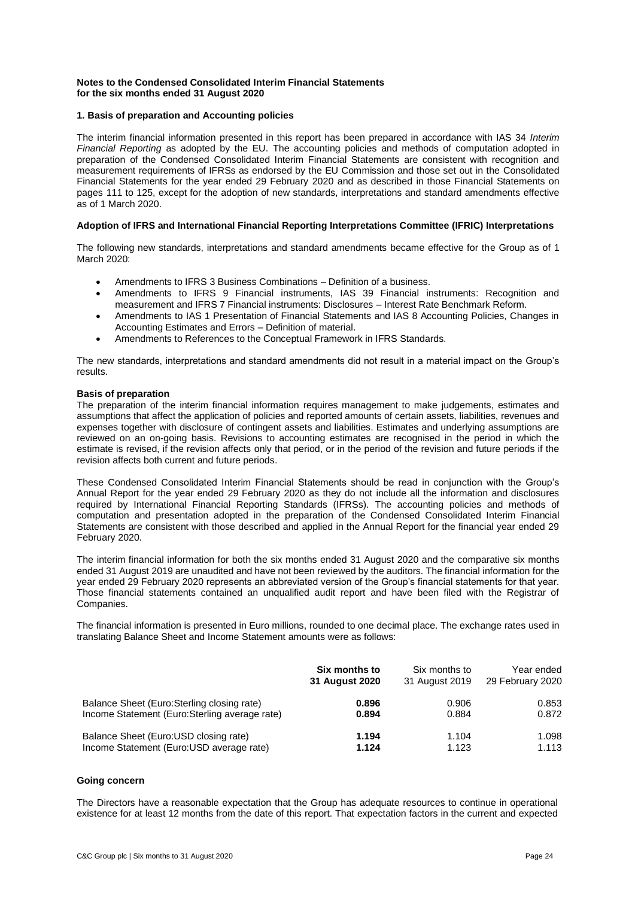**Notes to the Condensed Consolidated Interim Financial Statements for the six months ended 31 August 2020**

**1. Basis of preparation and Accounting policies**

The interim financial information presented in this report has been prepared in accordance with IAS 34 *Interim Financial Reporting* as adopted by the EU. The accounting policies and methods of computation adopted in preparation of the Condensed Consolidated Interim Financial Statements are consistent with recognition and measurement requirements of IFRSs as endorsed by the EU Commission and those set out in the Consolidated Financial Statements for the year ended 29 February 2020 and as described in those Financial Statements on pages 111 to 125, except for the adoption of new standards, interpretations and standard amendments effective as of 1 March 2020.

**Adoption of IFRS and International Financial Reporting Interpretations Committee (IFRIC) Interpretations**

The following new standards, interpretations and standard amendments became effective for the Group as of 1 March 2020:

- Amendments to IFRS 3 Business Combinations – Definition of a business.
- Amendments to IFRS 9 Financial instruments, IAS 39 Financial instruments: Recognition and measurement and IFRS 7 Financial instruments: Disclosures – Interest Rate Benchmark Reform.
- Amendments to IAS 1 Presentation of Financial Statements and IAS 8 Accounting Policies, Changes in Accounting Estimates and Errors – Definition of material.
- Amendments to References to the Conceptual Framework in IFRS Standards.

The new standards, interpretations and standard amendments did not result in a material impact on the Group's results.

**Basis of preparation**

The preparation of the interim financial information requires management to make judgements, estimates and assumptions that affect the application of policies and reported amounts of certain assets, liabilities, revenues and expenses together with disclosure of contingent assets and liabilities. Estimates and underlying assumptions are reviewed on an on-going basis. Revisions to accounting estimates are recognised in the period in which the estimate is revised, if the revision affects only that period, or in the period of the revision and future periods if the revision affects both current and future periods.

These Condensed Consolidated Interim Financial Statements should be read in conjunction with the Group's Annual Report for the year ended 29 February 2020 as they do not include all the information and disclosures required by International Financial Reporting Standards (IFRSs). The accounting policies and methods of computation and presentation adopted in the preparation of the Condensed Consolidated Interim Financial Statements are consistent with those described and applied in the Annual Report for the financial year ended 29 February 2020.

The interim financial information for both the six months ended 31 August 2020 and the comparative six months ended 31 August 2019 are unaudited and have not been reviewed by the auditors. The financial information for the year ended 29 February 2020 represents an abbreviated version of the Group's financial statements for that year. Those financial statements contained an unqualified audit report and have been filed with the Registrar of Companies.

The financial information is presented in Euro millions, rounded to one decimal place. The exchange rates used in translating Balance Sheet and Income Statement amounts were as follows:

| | **Six months to 31 August 2020** | Six months to 31 August 2019 | Year ended 29 February 2020 |
|---|---|---|---|
| Balance Sheet (Euro:Sterling closing rate) | **0.896** | 0.906 | 0.853 |
| Income Statement (Euro:Sterling average rate) | **0.894** | 0.884 | 0.872 |
| Balance Sheet (Euro:USD closing rate) | **1.194** | 1.104 | 1.098 |
| Income Statement (Euro:USD average rate) | **1.124** | 1.123 | 1.113 |

**Going concern**

The Directors have a reasonable expectation that the Group has adequate resources to continue in operational existence for at least 12 months from the date of this report. That expectation factors in the current and expected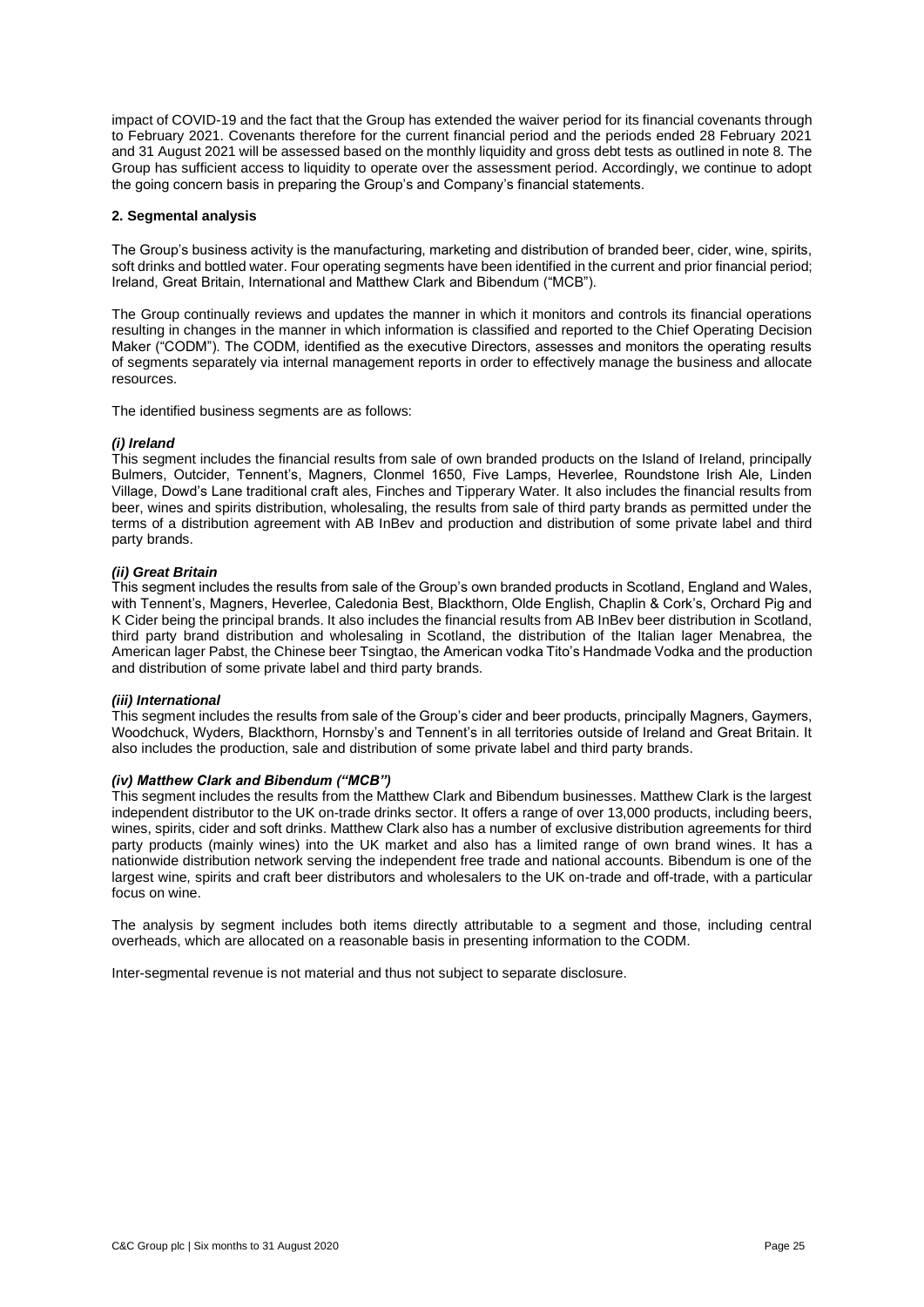impact of COVID-19 and the fact that the Group has extended the waiver period for its financial covenants through to February 2021. Covenants therefore for the current financial period and the periods ended 28 February 2021 and 31 August 2021 will be assessed based on the monthly liquidity and gross debt tests as outlined in note 8. The Group has sufficient access to liquidity to operate over the assessment period. Accordingly, we continue to adopt the going concern basis in preparing the Group's and Company's financial statements.

## 2. Segmental analysis

The Group's business activity is the manufacturing, marketing and distribution of branded beer, cider, wine, spirits, soft drinks and bottled water. Four operating segments have been identified in the current and prior financial period; Ireland, Great Britain, International and Matthew Clark and Bibendum ("MCB").

The Group continually reviews and updates the manner in which it monitors and controls its financial operations resulting in changes in the manner in which information is classified and reported to the Chief Operating Decision Maker ("CODM"). The CODM, identified as the executive Directors, assesses and monitors the operating results of segments separately via internal management reports in order to effectively manage the business and allocate resources.

The identified business segments are as follows:

### *(i) Ireland*

This segment includes the financial results from sale of own branded products on the Island of Ireland, principally Bulmers, Outcider, Tennent's, Magners, Clonmel 1650, Five Lamps, Heverlee, Roundstone Irish Ale, Linden Village, Dowd's Lane traditional craft ales, Finches and Tipperary Water. It also includes the financial results from beer, wines and spirits distribution, wholesaling, the results from sale of third party brands as permitted under the terms of a distribution agreement with AB InBev and production and distribution of some private label and third party brands.

### *(ii) Great Britain*

This segment includes the results from sale of the Group's own branded products in Scotland, England and Wales, with Tennent's, Magners, Heverlee, Caledonia Best, Blackthorn, Olde English, Chaplin & Cork's, Orchard Pig and K Cider being the principal brands. It also includes the financial results from AB InBev beer distribution in Scotland, third party brand distribution and wholesaling in Scotland, the distribution of the Italian lager Menabrea, the American lager Pabst, the Chinese beer Tsingtao, the American vodka Tito's Handmade Vodka and the production and distribution of some private label and third party brands.

### *(iii) International*

This segment includes the results from sale of the Group's cider and beer products, principally Magners, Gaymers, Woodchuck, Wyders, Blackthorn, Hornsby's and Tennent's in all territories outside of Ireland and Great Britain. It also includes the production, sale and distribution of some private label and third party brands.

### *(iv) Matthew Clark and Bibendum ("MCB")*

This segment includes the results from the Matthew Clark and Bibendum businesses. Matthew Clark is the largest independent distributor to the UK on-trade drinks sector. It offers a range of over 13,000 products, including beers, wines, spirits, cider and soft drinks. Matthew Clark also has a number of exclusive distribution agreements for third party products (mainly wines) into the UK market and also has a limited range of own brand wines. It has a nationwide distribution network serving the independent free trade and national accounts. Bibendum is one of the largest wine, spirits and craft beer distributors and wholesalers to the UK on-trade and off-trade, with a particular focus on wine.

The analysis by segment includes both items directly attributable to a segment and those, including central overheads, which are allocated on a reasonable basis in presenting information to the CODM.

Inter-segmental revenue is not material and thus not subject to separate disclosure.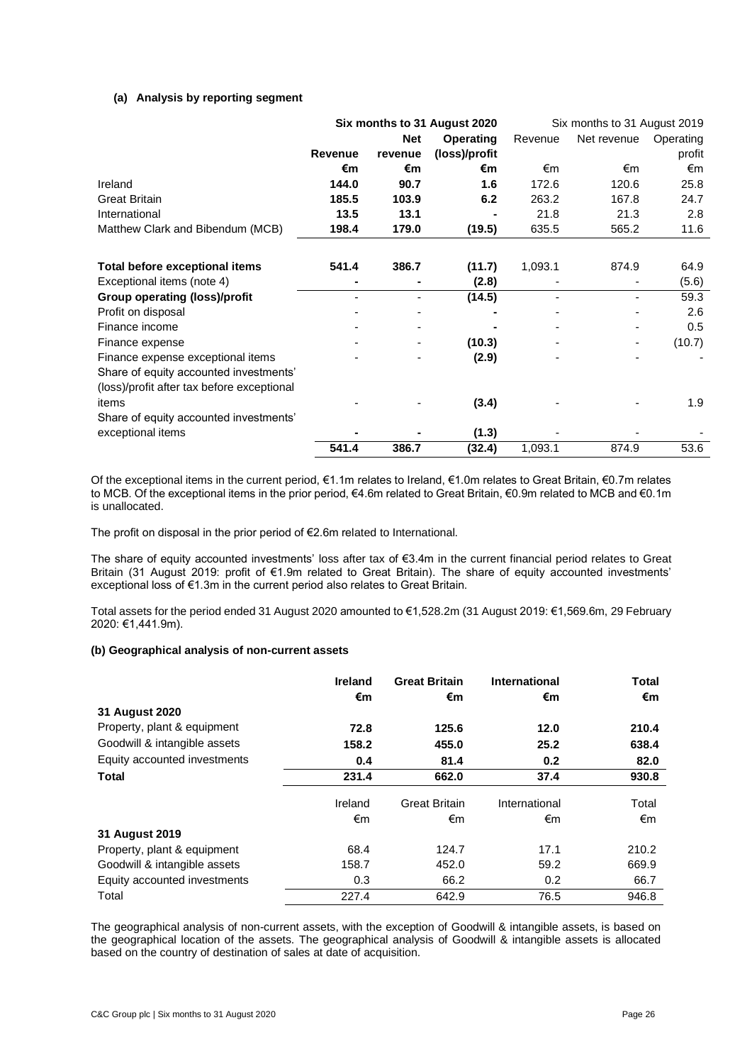**(a) Analysis by reporting segment**

| | Six months to 31 August 2020 | | | Six months to 31 August 2019 | | |
|---|---|---|---|---|---|---|
| | **Revenue** | **Net revenue** | **Operating (loss)/profit** | Revenue | Net revenue | Operating profit |
| | **€m** | **€m** | **€m** | €m | €m | €m |
| Ireland | **144.0** | **90.7** | **1.6** | 172.6 | 120.6 | 25.8 |
| Great Britain | **185.5** | **103.9** | **6.2** | 263.2 | 167.8 | 24.7 |
| International | **13.5** | **13.1** | **-** | 21.8 | 21.3 | 2.8 |
| Matthew Clark and Bibendum (MCB) | **198.4** | **179.0** | **(19.5)** | 635.5 | 565.2 | 11.6 |
| | | | | | | |
| **Total before exceptional items** | **541.4** | **386.7** | **(11.7)** | 1,093.1 | 874.9 | 64.9 |
| Exceptional items (note 4) | **-** | **-** | **(2.8)** | - | - | (5.6) |
| **Group operating (loss)/profit** | - | - | **(14.5)** | - | - | 59.3 |
| Profit on disposal | - | - | **-** | - | - | 2.6 |
| Finance income | - | - | **-** | - | - | 0.5 |
| Finance expense | - | - | **(10.3)** | - | - | (10.7) |
| Finance expense exceptional items | - | - | **(2.9)** | - | - | - |
| Share of equity accounted investments' (loss)/profit after tax before exceptional items | - | - | **(3.4)** | - | - | 1.9 |
| Share of equity accounted investments' exceptional items | **-** | **-** | **(1.3)** | - | - | - |
| | **541.4** | **386.7** | **(32.4)** | 1,093.1 | 874.9 | 53.6 |

Of the exceptional items in the current period, €1.1m relates to Ireland, €1.0m relates to Great Britain, €0.7m relates to MCB. Of the exceptional items in the prior period, €4.6m related to Great Britain, €0.9m related to MCB and €0.1m is unallocated.

The profit on disposal in the prior period of €2.6m related to International.

The share of equity accounted investments' loss after tax of €3.4m in the current financial period relates to Great Britain (31 August 2019: profit of €1.9m related to Great Britain). The share of equity accounted investments' exceptional loss of €1.3m in the current period also relates to Great Britain.

Total assets for the period ended 31 August 2020 amounted to €1,528.2m (31 August 2019: €1,569.6m, 29 February 2020: €1,441.9m).

**(b) Geographical analysis of non-current assets**

| | **Ireland** | **Great Britain** | **International** | **Total** |
|---|---|---|---|---|
| | **€m** | **€m** | **€m** | **€m** |
| **31 August 2020** | | | | |
| Property, plant & equipment | **72.8** | **125.6** | **12.0** | **210.4** |
| Goodwill & intangible assets | **158.2** | **455.0** | **25.2** | **638.4** |
| Equity accounted investments | **0.4** | **81.4** | **0.2** | **82.0** |
| **Total** | **231.4** | **662.0** | **37.4** | **930.8** |
| | Ireland | Great Britain | International | Total |
| | €m | €m | €m | €m |
| **31 August 2019** | | | | |
| Property, plant & equipment | 68.4 | 124.7 | 17.1 | 210.2 |
| Goodwill & intangible assets | 158.7 | 452.0 | 59.2 | 669.9 |
| Equity accounted investments | 0.3 | 66.2 | 0.2 | 66.7 |
| Total | 227.4 | 642.9 | 76.5 | 946.8 |

The geographical analysis of non-current assets, with the exception of Goodwill & intangible assets, is based on the geographical location of the assets. The geographical analysis of Goodwill & intangible assets is allocated based on the country of destination of sales at date of acquisition.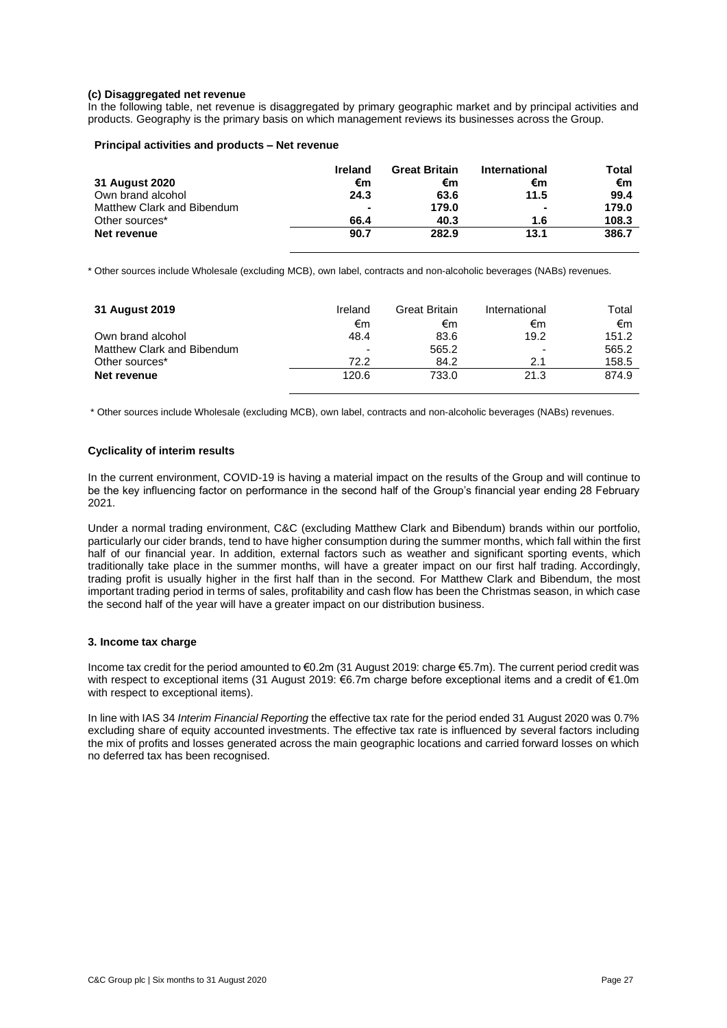#### (c) Disaggregated net revenue

In the following table, net revenue is disaggregated by primary geographic market and by principal activities and products. Geography is the primary basis on which management reviews its businesses across the Group.

**Principal activities and products – Net revenue**

| **31 August 2020** | **Ireland €m** | **Great Britain €m** | **International €m** | **Total €m** |
|---|---|---|---|---|
| Own brand alcohol | **24.3** | **63.6** | **11.5** | **99.4** |
| Matthew Clark and Bibendum | **-** | **179.0** | **-** | **179.0** |
| Other sources* | **66.4** | **40.3** | **1.6** | **108.3** |
| **Net revenue** | **90.7** | **282.9** | **13.1** | **386.7** |

\* Other sources include Wholesale (excluding MCB), own label, contracts and non-alcoholic beverages (NABs) revenues.

| **31 August 2019** | Ireland €m | Great Britain €m | International €m | Total €m |
|---|---|---|---|---|
| Own brand alcohol | 48.4 | 83.6 | 19.2 | 151.2 |
| Matthew Clark and Bibendum | - | 565.2 | - | 565.2 |
| Other sources* | 72.2 | 84.2 | 2.1 | 158.5 |
| **Net revenue** | 120.6 | 733.0 | 21.3 | 874.9 |

\* Other sources include Wholesale (excluding MCB), own label, contracts and non-alcoholic beverages (NABs) revenues.

#### Cyclicality of interim results

In the current environment, COVID-19 is having a material impact on the results of the Group and will continue to be the key influencing factor on performance in the second half of the Group's financial year ending 28 February 2021.

Under a normal trading environment, C&C (excluding Matthew Clark and Bibendum) brands within our portfolio, particularly our cider brands, tend to have higher consumption during the summer months, which fall within the first half of our financial year. In addition, external factors such as weather and significant sporting events, which traditionally take place in the summer months, will have a greater impact on our first half trading. Accordingly, trading profit is usually higher in the first half than in the second. For Matthew Clark and Bibendum, the most important trading period in terms of sales, profitability and cash flow has been the Christmas season, in which case the second half of the year will have a greater impact on our distribution business.

#### 3. Income tax charge

Income tax credit for the period amounted to €0.2m (31 August 2019: charge €5.7m). The current period credit was with respect to exceptional items (31 August 2019: €6.7m charge before exceptional items and a credit of €1.0m with respect to exceptional items).

In line with IAS 34 *Interim Financial Reporting* the effective tax rate for the period ended 31 August 2020 was 0.7% excluding share of equity accounted investments. The effective tax rate is influenced by several factors including the mix of profits and losses generated across the main geographic locations and carried forward losses on which no deferred tax has been recognised.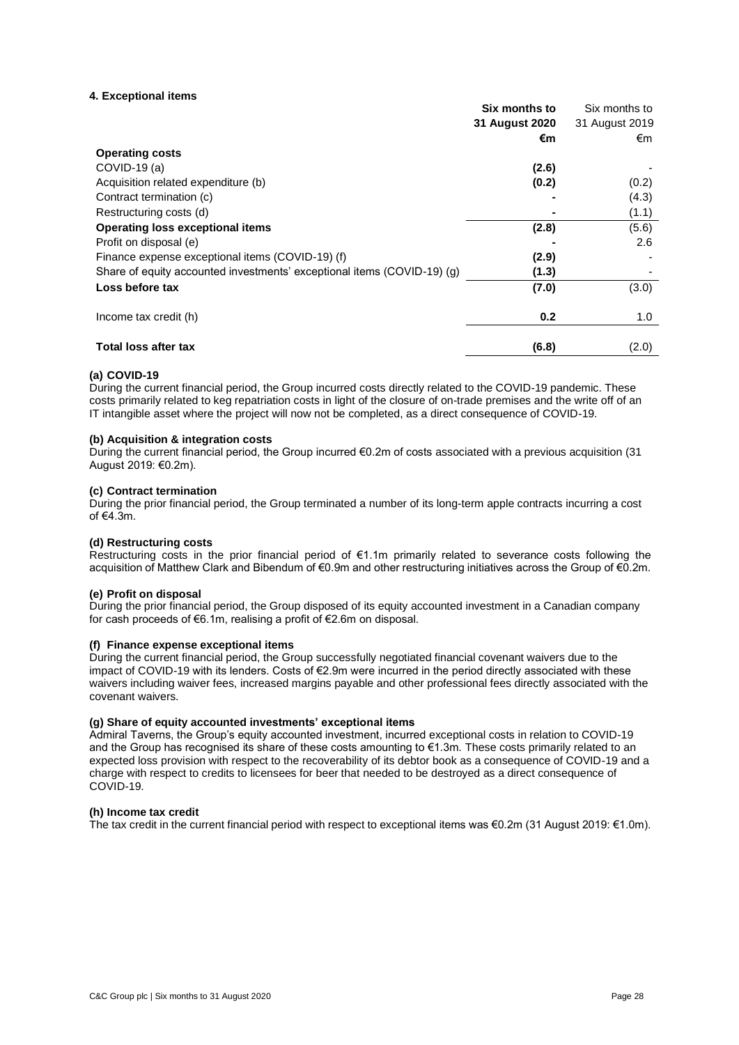#### 4. Exceptional items

| | **Six months to 31 August 2020** | Six months to 31 August 2019 |
|---|---|---|
| | **€m** | €m |
| **Operating costs** | | |
| COVID-19 (a) | **(2.6)** | - |
| Acquisition related expenditure (b) | **(0.2)** | (0.2) |
| Contract termination (c) | **-** | (4.3) |
| Restructuring costs (d) | **-** | (1.1) |
| **Operating loss exceptional items** | **(2.8)** | (5.6) |
| Profit on disposal (e) | **-** | 2.6 |
| Finance expense exceptional items (COVID-19) (f) | **(2.9)** | - |
| Share of equity accounted investments' exceptional items (COVID-19) (g) | **(1.3)** | - |
| **Loss before tax** | **(7.0)** | (3.0) |
| Income tax credit (h) | **0.2** | 1.0 |
| **Total loss after tax** | **(6.8)** | (2.0) |

**(a) COVID-19**
During the current financial period, the Group incurred costs directly related to the COVID-19 pandemic. These costs primarily related to keg repatriation costs in light of the closure of on-trade premises and the write off of an IT intangible asset where the project will now not be completed, as a direct consequence of COVID-19.

**(b) Acquisition & integration costs**
During the current financial period, the Group incurred €0.2m of costs associated with a previous acquisition (31 August 2019: €0.2m).

**(c) Contract termination**
During the prior financial period, the Group terminated a number of its long-term apple contracts incurring a cost of €4.3m.

**(d) Restructuring costs**
Restructuring costs in the prior financial period of €1.1m primarily related to severance costs following the acquisition of Matthew Clark and Bibendum of €0.9m and other restructuring initiatives across the Group of €0.2m.

**(e) Profit on disposal**
During the prior financial period, the Group disposed of its equity accounted investment in a Canadian company for cash proceeds of €6.1m, realising a profit of €2.6m on disposal.

**(f) Finance expense exceptional items**
During the current financial period, the Group successfully negotiated financial covenant waivers due to the impact of COVID-19 with its lenders. Costs of €2.9m were incurred in the period directly associated with these waivers including waiver fees, increased margins payable and other professional fees directly associated with the covenant waivers.

**(g) Share of equity accounted investments' exceptional items**
Admiral Taverns, the Group's equity accounted investment, incurred exceptional costs in relation to COVID-19 and the Group has recognised its share of these costs amounting to €1.3m. These costs primarily related to an expected loss provision with respect to the recoverability of its debtor book as a consequence of COVID-19 and a charge with respect to credits to licensees for beer that needed to be destroyed as a direct consequence of COVID-19.

**(h) Income tax credit**
The tax credit in the current financial period with respect to exceptional items was €0.2m (31 August 2019: €1.0m).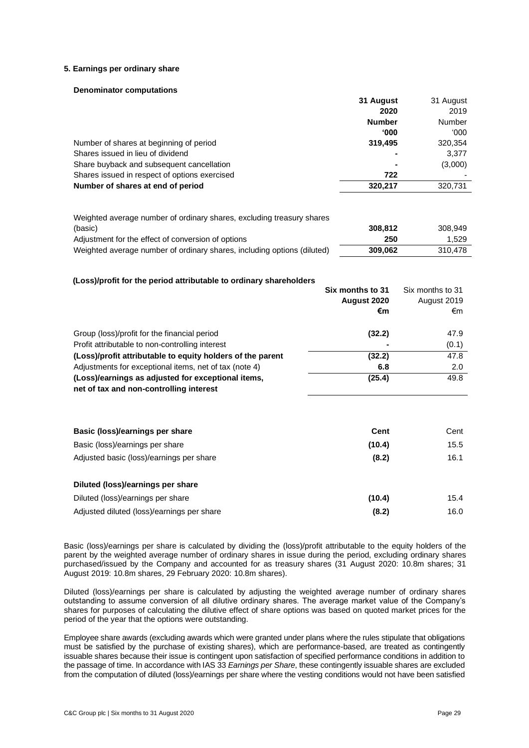### 5. Earnings per ordinary share

**Denominator computations**

| | **31 August 2020 Number '000** | 31 August 2019 Number '000 |
|---|---|---|
| Number of shares at beginning of period | **319,495** | 320,354 |
| Shares issued in lieu of dividend | **-** | 3,377 |
| Share buyback and subsequent cancellation | **-** | (3,000) |
| Shares issued in respect of options exercised | **722** | - |
| **Number of shares at end of period** | **320,217** | 320,731 |
| | | |
| Weighted average number of ordinary shares, excluding treasury shares (basic) | **308,812** | 308,949 |
| Adjustment for the effect of conversion of options | **250** | 1,529 |
| Weighted average number of ordinary shares, including options (diluted) | **309,062** | 310,478 |

**(Loss)/profit for the period attributable to ordinary shareholders**

| | **Six months to 31 August 2020 €m** | Six months to 31 August 2019 €m |
|---|---|---|
| Group (loss)/profit for the financial period | **(32.2)** | 47.9 |
| Profit attributable to non-controlling interest | **-** | (0.1) |
| **(Loss)/profit attributable to equity holders of the parent** | **(32.2)** | 47.8 |
| Adjustments for exceptional items, net of tax (note 4) | **6.8** | 2.0 |
| **(Loss)/earnings as adjusted for exceptional items, net of tax and non-controlling interest** | **(25.4)** | 49.8 |

| **Basic (loss)/earnings per share** | **Cent** | Cent |
|---|---|---|
| Basic (loss)/earnings per share | **(10.4)** | 15.5 |
| Adjusted basic (loss)/earnings per share | **(8.2)** | 16.1 |
| | | |
| **Diluted (loss)/earnings per share** | | |
| Diluted (loss)/earnings per share | **(10.4)** | 15.4 |
| Adjusted diluted (loss)/earnings per share | **(8.2)** | 16.0 |

Basic (loss)/earnings per share is calculated by dividing the (loss)/profit attributable to the equity holders of the parent by the weighted average number of ordinary shares in issue during the period, excluding ordinary shares purchased/issued by the Company and accounted for as treasury shares (31 August 2020: 10.8m shares; 31 August 2019: 10.8m shares, 29 February 2020: 10.8m shares).

Diluted (loss)/earnings per share is calculated by adjusting the weighted average number of ordinary shares outstanding to assume conversion of all dilutive ordinary shares. The average market value of the Company's shares for purposes of calculating the dilutive effect of share options was based on quoted market prices for the period of the year that the options were outstanding.

Employee share awards (excluding awards which were granted under plans where the rules stipulate that obligations must be satisfied by the purchase of existing shares), which are performance-based, are treated as contingently issuable shares because their issue is contingent upon satisfaction of specified performance conditions in addition to the passage of time. In accordance with IAS 33 *Earnings per Share*, these contingently issuable shares are excluded from the computation of diluted (loss)/earnings per share where the vesting conditions would not have been satisfied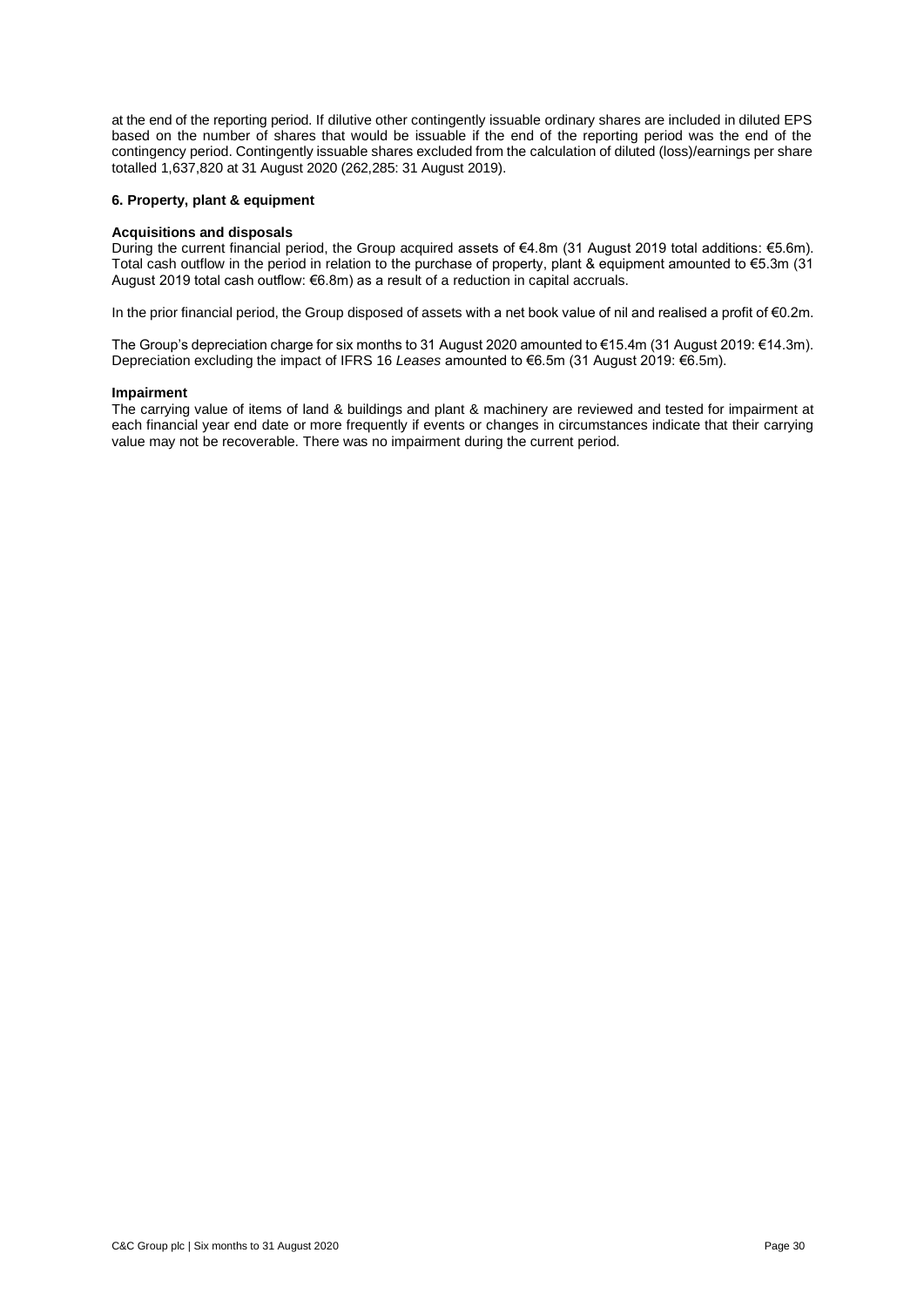at the end of the reporting period. If dilutive other contingently issuable ordinary shares are included in diluted EPS based on the number of shares that would be issuable if the end of the reporting period was the end of the contingency period. Contingently issuable shares excluded from the calculation of diluted (loss)/earnings per share totalled 1,637,820 at 31 August 2020 (262,285: 31 August 2019).

### 6. Property, plant & equipment

**Acquisitions and disposals**

During the current financial period, the Group acquired assets of €4.8m (31 August 2019 total additions: €5.6m). Total cash outflow in the period in relation to the purchase of property, plant & equipment amounted to €5.3m (31 August 2019 total cash outflow: €6.8m) as a result of a reduction in capital accruals.

In the prior financial period, the Group disposed of assets with a net book value of nil and realised a profit of €0.2m.

The Group's depreciation charge for six months to 31 August 2020 amounted to €15.4m (31 August 2019: €14.3m). Depreciation excluding the impact of IFRS 16 *Leases* amounted to €6.5m (31 August 2019: €6.5m).

**Impairment**

The carrying value of items of land & buildings and plant & machinery are reviewed and tested for impairment at each financial year end date or more frequently if events or changes in circumstances indicate that their carrying value may not be recoverable. There was no impairment during the current period.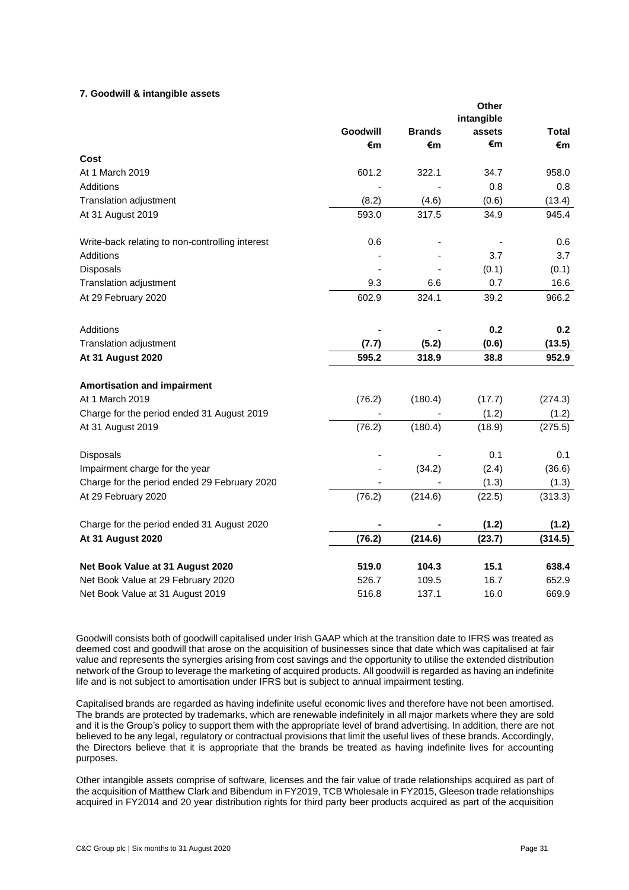### 7. Goodwill & intangible assets

| | Goodwill €m | Brands €m | Other intangible assets €m | Total €m |
|---|---|---|---|---|
| **Cost** | | | | |
| At 1 March 2019 | 601.2 | 322.1 | 34.7 | 958.0 |
| Additions | - | - | 0.8 | 0.8 |
| Translation adjustment | (8.2) | (4.6) | (0.6) | (13.4) |
| At 31 August 2019 | 593.0 | 317.5 | 34.9 | 945.4 |
| | | | | |
| Write-back relating to non-controlling interest | 0.6 | - | - | 0.6 |
| Additions | - | - | 3.7 | 3.7 |
| Disposals | - | - | (0.1) | (0.1) |
| Translation adjustment | 9.3 | 6.6 | 0.7 | 16.6 |
| At 29 February 2020 | 602.9 | 324.1 | 39.2 | 966.2 |
| | | | | |
| Additions | **-** | **-** | **0.2** | **0.2** |
| Translation adjustment | **(7.7)** | **(5.2)** | **(0.6)** | **(13.5)** |
| **At 31 August 2020** | **595.2** | **318.9** | **38.8** | **952.9** |
| | | | | |
| **Amortisation and impairment** | | | | |
| At 1 March 2019 | (76.2) | (180.4) | (17.7) | (274.3) |
| Charge for the period ended 31 August 2019 | - | - | (1.2) | (1.2) |
| At 31 August 2019 | (76.2) | (180.4) | (18.9) | (275.5) |
| | | | | |
| Disposals | - | - | 0.1 | 0.1 |
| Impairment charge for the year | - | (34.2) | (2.4) | (36.6) |
| Charge for the period ended 29 February 2020 | - | - | (1.3) | (1.3) |
| At 29 February 2020 | (76.2) | (214.6) | (22.5) | (313.3) |
| | | | | |
| Charge for the period ended 31 August 2020 | **-** | **-** | **(1.2)** | **(1.2)** |
| **At 31 August 2020** | **(76.2)** | **(214.6)** | **(23.7)** | **(314.5)** |
| | | | | |
| **Net Book Value at 31 August 2020** | **519.0** | **104.3** | **15.1** | **638.4** |
| Net Book Value at 29 February 2020 | 526.7 | 109.5 | 16.7 | 652.9 |
| Net Book Value at 31 August 2019 | 516.8 | 137.1 | 16.0 | 669.9 |

Goodwill consists both of goodwill capitalised under Irish GAAP which at the transition date to IFRS was treated as deemed cost and goodwill that arose on the acquisition of businesses since that date which was capitalised at fair value and represents the synergies arising from cost savings and the opportunity to utilise the extended distribution network of the Group to leverage the marketing of acquired products. All goodwill is regarded as having an indefinite life and is not subject to amortisation under IFRS but is subject to annual impairment testing.

Capitalised brands are regarded as having indefinite useful economic lives and therefore have not been amortised. The brands are protected by trademarks, which are renewable indefinitely in all major markets where they are sold and it is the Group's policy to support them with the appropriate level of brand advertising. In addition, there are not believed to be any legal, regulatory or contractual provisions that limit the useful lives of these brands. Accordingly, the Directors believe that it is appropriate that the brands be treated as having indefinite lives for accounting purposes.

Other intangible assets comprise of software, licenses and the fair value of trade relationships acquired as part of the acquisition of Matthew Clark and Bibendum in FY2019, TCB Wholesale in FY2015, Gleeson trade relationships acquired in FY2014 and 20 year distribution rights for third party beer products acquired as part of the acquisition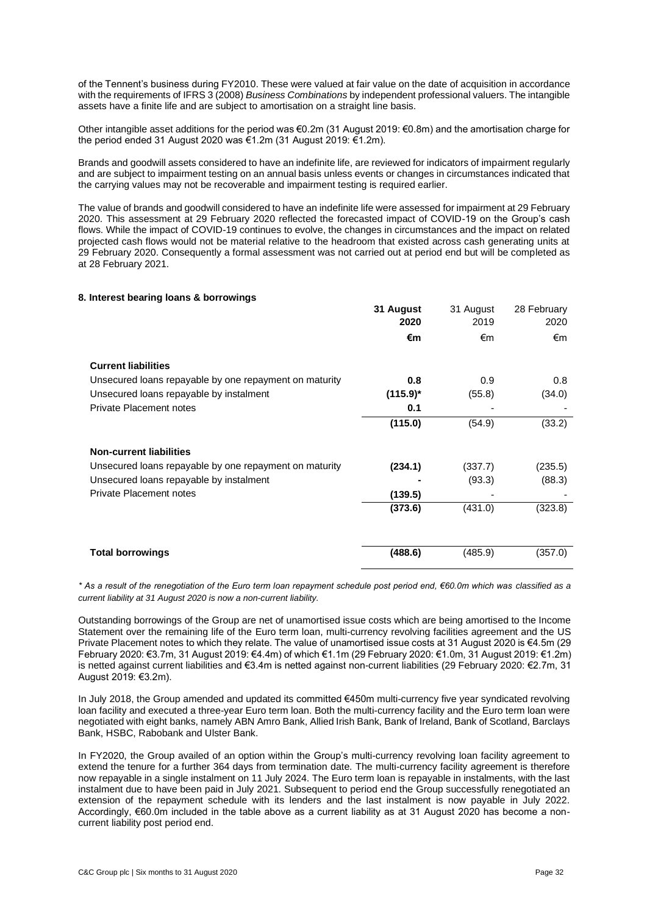of the Tennent's business during FY2010. These were valued at fair value on the date of acquisition in accordance with the requirements of IFRS 3 (2008) *Business Combinations* by independent professional valuers. The intangible assets have a finite life and are subject to amortisation on a straight line basis.

Other intangible asset additions for the period was €0.2m (31 August 2019: €0.8m) and the amortisation charge for the period ended 31 August 2020 was €1.2m (31 August 2019: €1.2m).

Brands and goodwill assets considered to have an indefinite life, are reviewed for indicators of impairment regularly and are subject to impairment testing on an annual basis unless events or changes in circumstances indicated that the carrying values may not be recoverable and impairment testing is required earlier.

The value of brands and goodwill considered to have an indefinite life were assessed for impairment at 29 February 2020. This assessment at 29 February 2020 reflected the forecasted impact of COVID-19 on the Group's cash flows. While the impact of COVID-19 continues to evolve, the changes in circumstances and the impact on related projected cash flows would not be material relative to the headroom that existed across cash generating units at 29 February 2020. Consequently a formal assessment was not carried out at period end but will be completed as at 28 February 2021.

### 8. Interest bearing loans & borrowings

| | **31 August 2020** | 31 August 2019 | 28 February 2020 |
|---|---|---|---|
| | **€m** | €m | €m |
| **Current liabilities** | | | |
| Unsecured loans repayable by one repayment on maturity | **0.8** | 0.9 | 0.8 |
| Unsecured loans repayable by instalment | **(115.9)*** | (55.8) | (34.0) |
| Private Placement notes | **0.1** | - | - |
| | **(115.0)** | (54.9) | (33.2) |
| **Non-current liabilities** | | | |
| Unsecured loans repayable by one repayment on maturity | **(234.1)** | (337.7) | (235.5) |
| Unsecured loans repayable by instalment | **-** | (93.3) | (88.3) |
| Private Placement notes | **(139.5)** | - | - |
| | **(373.6)** | (431.0) | (323.8) |
| **Total borrowings** | **(488.6)** | (485.9) | (357.0) |

*\* As a result of the renegotiation of the Euro term loan repayment schedule post period end, €60.0m which was classified as a current liability at 31 August 2020 is now a non-current liability.*

Outstanding borrowings of the Group are net of unamortised issue costs which are being amortised to the Income Statement over the remaining life of the Euro term loan, multi-currency revolving facilities agreement and the US Private Placement notes to which they relate. The value of unamortised issue costs at 31 August 2020 is €4.5m (29 February 2020: €3.7m, 31 August 2019: €4.4m) of which €1.1m (29 February 2020: €1.0m, 31 August 2019: €1.2m) is netted against current liabilities and €3.4m is netted against non-current liabilities (29 February 2020: €2.7m, 31 August 2019: €3.2m).

In July 2018, the Group amended and updated its committed €450m multi-currency five year syndicated revolving loan facility and executed a three-year Euro term loan. Both the multi-currency facility and the Euro term loan were negotiated with eight banks, namely ABN Amro Bank, Allied Irish Bank, Bank of Ireland, Bank of Scotland, Barclays Bank, HSBC, Rabobank and Ulster Bank.

In FY2020, the Group availed of an option within the Group's multi-currency revolving loan facility agreement to extend the tenure for a further 364 days from termination date. The multi-currency facility agreement is therefore now repayable in a single instalment on 11 July 2024. The Euro term loan is repayable in instalments, with the last instalment due to have been paid in July 2021. Subsequent to period end the Group successfully renegotiated an extension of the repayment schedule with its lenders and the last instalment is now payable in July 2022. Accordingly, €60.0m included in the table above as a current liability as at 31 August 2020 has become a non-current liability post period end.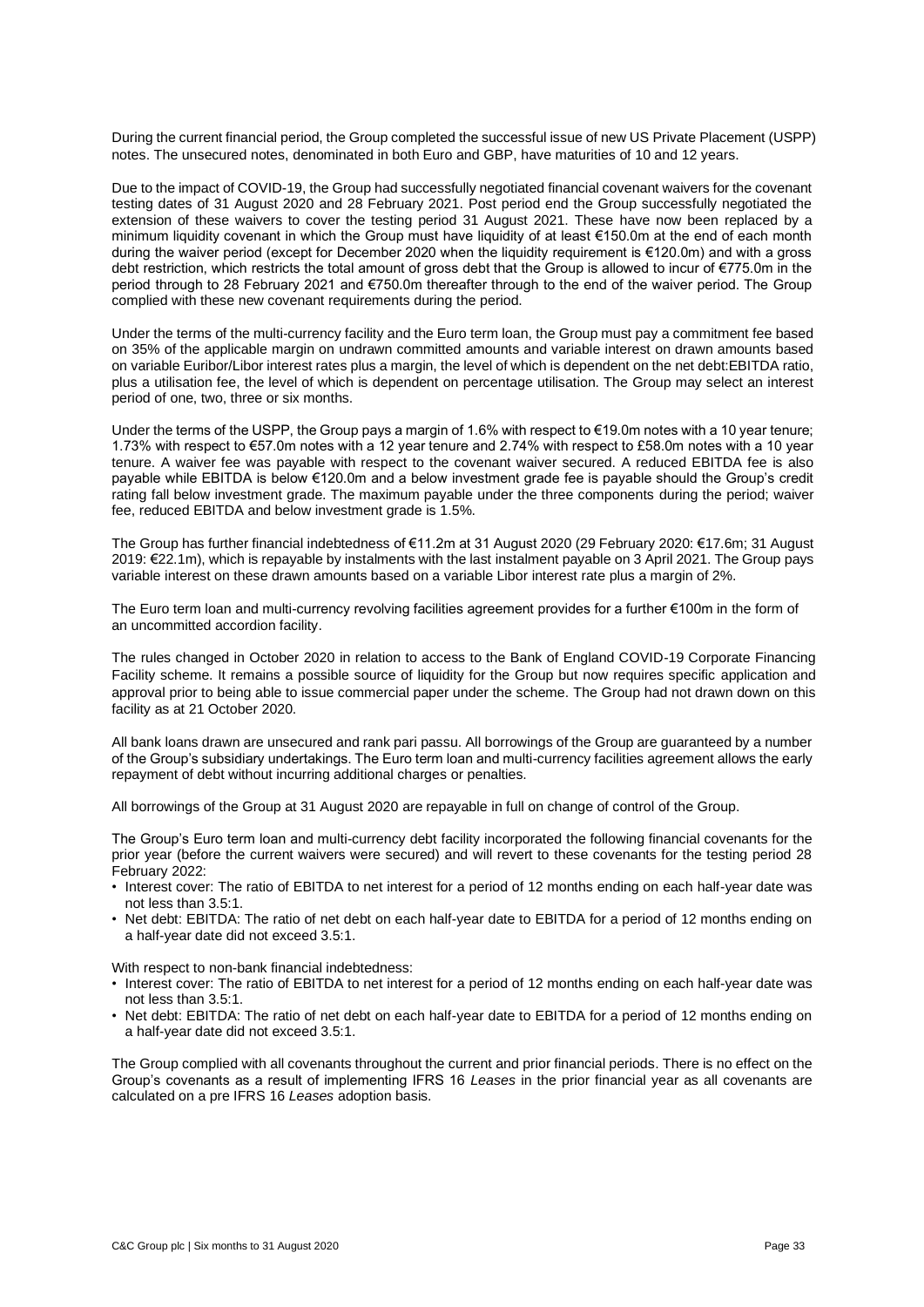During the current financial period, the Group completed the successful issue of new US Private Placement (USPP) notes. The unsecured notes, denominated in both Euro and GBP, have maturities of 10 and 12 years.

Due to the impact of COVID-19, the Group had successfully negotiated financial covenant waivers for the covenant testing dates of 31 August 2020 and 28 February 2021. Post period end the Group successfully negotiated the extension of these waivers to cover the testing period 31 August 2021. These have now been replaced by a minimum liquidity covenant in which the Group must have liquidity of at least €150.0m at the end of each month during the waiver period (except for December 2020 when the liquidity requirement is €120.0m) and with a gross debt restriction, which restricts the total amount of gross debt that the Group is allowed to incur of €775.0m in the period through to 28 February 2021 and €750.0m thereafter through to the end of the waiver period. The Group complied with these new covenant requirements during the period.

Under the terms of the multi-currency facility and the Euro term loan, the Group must pay a commitment fee based on 35% of the applicable margin on undrawn committed amounts and variable interest on drawn amounts based on variable Euribor/Libor interest rates plus a margin, the level of which is dependent on the net debt:EBITDA ratio, plus a utilisation fee, the level of which is dependent on percentage utilisation. The Group may select an interest period of one, two, three or six months.

Under the terms of the USPP, the Group pays a margin of 1.6% with respect to €19.0m notes with a 10 year tenure; 1.73% with respect to €57.0m notes with a 12 year tenure and 2.74% with respect to £58.0m notes with a 10 year tenure. A waiver fee was payable with respect to the covenant waiver secured. A reduced EBITDA fee is also payable while EBITDA is below €120.0m and a below investment grade fee is payable should the Group's credit rating fall below investment grade. The maximum payable under the three components during the period; waiver fee, reduced EBITDA and below investment grade is 1.5%.

The Group has further financial indebtedness of €11.2m at 31 August 2020 (29 February 2020: €17.6m; 31 August 2019: €22.1m), which is repayable by instalments with the last instalment payable on 3 April 2021. The Group pays variable interest on these drawn amounts based on a variable Libor interest rate plus a margin of 2%.

The Euro term loan and multi-currency revolving facilities agreement provides for a further €100m in the form of an uncommitted accordion facility.

The rules changed in October 2020 in relation to access to the Bank of England COVID-19 Corporate Financing Facility scheme. It remains a possible source of liquidity for the Group but now requires specific application and approval prior to being able to issue commercial paper under the scheme. The Group had not drawn down on this facility as at 21 October 2020.

All bank loans drawn are unsecured and rank pari passu. All borrowings of the Group are guaranteed by a number of the Group's subsidiary undertakings. The Euro term loan and multi-currency facilities agreement allows the early repayment of debt without incurring additional charges or penalties.

All borrowings of the Group at 31 August 2020 are repayable in full on change of control of the Group.

The Group's Euro term loan and multi-currency debt facility incorporated the following financial covenants for the prior year (before the current waivers were secured) and will revert to these covenants for the testing period 28 February 2022:

- Interest cover: The ratio of EBITDA to net interest for a period of 12 months ending on each half-year date was not less than 3.5:1.
- Net debt: EBITDA: The ratio of net debt on each half-year date to EBITDA for a period of 12 months ending on a half-year date did not exceed 3.5:1.

With respect to non-bank financial indebtedness:

- Interest cover: The ratio of EBITDA to net interest for a period of 12 months ending on each half-year date was not less than 3.5:1.
- Net debt: EBITDA: The ratio of net debt on each half-year date to EBITDA for a period of 12 months ending on a half-year date did not exceed 3.5:1.

The Group complied with all covenants throughout the current and prior financial periods. There is no effect on the Group's covenants as a result of implementing IFRS 16 *Leases* in the prior financial year as all covenants are calculated on a pre IFRS 16 *Leases* adoption basis.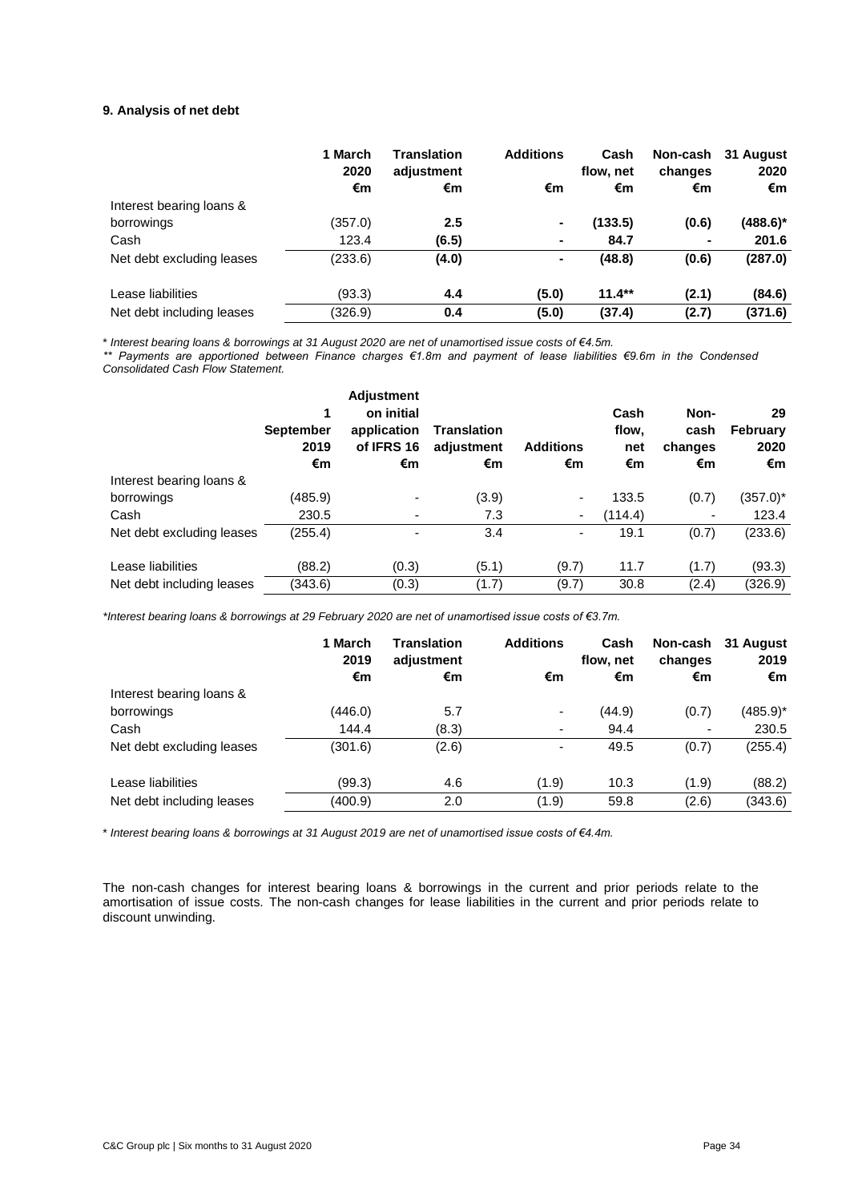### 9. Analysis of net debt

| | 1 March 2020 €m | Translation adjustment €m | Additions €m | Cash flow, net €m | Non-cash changes €m | 31 August 2020 €m |
|---|---|---|---|---|---|---|
| Interest bearing loans & borrowings | (357.0) | **2.5** | **-** | **(133.5)** | **(0.6)** | **(488.6)*** |
| Cash | 123.4 | **(6.5)** | **-** | **84.7** | **-** | **201.6** |
| Net debt excluding leases | (233.6) | **(4.0)** | **-** | **(48.8)** | **(0.6)** | **(287.0)** |
| | | | | | | |
| Lease liabilities | (93.3) | **4.4** | **(5.0)** | **11.4**** | **(2.1)** | **(84.6)** |
| Net debt including leases | (326.9) | **0.4** | **(5.0)** | **(37.4)** | **(2.7)** | **(371.6)** |

*\* Interest bearing loans & borrowings at 31 August 2020 are net of unamortised issue costs of €4.5m.*

*\*\* Payments are apportioned between Finance charges €1.8m and payment of lease liabilities €9.6m in the Condensed Consolidated Cash Flow Statement.*

| | 1 September 2019 €m | Adjustment on initial application of IFRS 16 €m | Translation adjustment €m | Additions €m | Cash flow, net €m | Non-cash changes €m | 29 February 2020 €m |
|---|---|---|---|---|---|---|---|
| Interest bearing loans & borrowings | (485.9) | - | (3.9) | - | 133.5 | (0.7) | (357.0)* |
| Cash | 230.5 | - | 7.3 | - | (114.4) | - | 123.4 |
| Net debt excluding leases | (255.4) | - | 3.4 | - | 19.1 | (0.7) | (233.6) |
| | | | | | | | |
| Lease liabilities | (88.2) | (0.3) | (5.1) | (9.7) | 11.7 | (1.7) | (93.3) |
| Net debt including leases | (343.6) | (0.3) | (1.7) | (9.7) | 30.8 | (2.4) | (326.9) |

*\*Interest bearing loans & borrowings at 29 February 2020 are net of unamortised issue costs of €3.7m.*

| | 1 March 2019 €m | Translation adjustment €m | Additions €m | Cash flow, net €m | Non-cash changes €m | 31 August 2019 €m |
|---|---|---|---|---|---|---|
| Interest bearing loans & borrowings | (446.0) | 5.7 | - | (44.9) | (0.7) | (485.9)* |
| Cash | 144.4 | (8.3) | - | 94.4 | - | 230.5 |
| Net debt excluding leases | (301.6) | (2.6) | - | 49.5 | (0.7) | (255.4) |
| | | | | | | |
| Lease liabilities | (99.3) | 4.6 | (1.9) | 10.3 | (1.9) | (88.2) |
| Net debt including leases | (400.9) | 2.0 | (1.9) | 59.8 | (2.6) | (343.6) |

*\* Interest bearing loans & borrowings at 31 August 2019 are net of unamortised issue costs of €4.4m.*

The non-cash changes for interest bearing loans & borrowings in the current and prior periods relate to the amortisation of issue costs. The non-cash changes for lease liabilities in the current and prior periods relate to discount unwinding.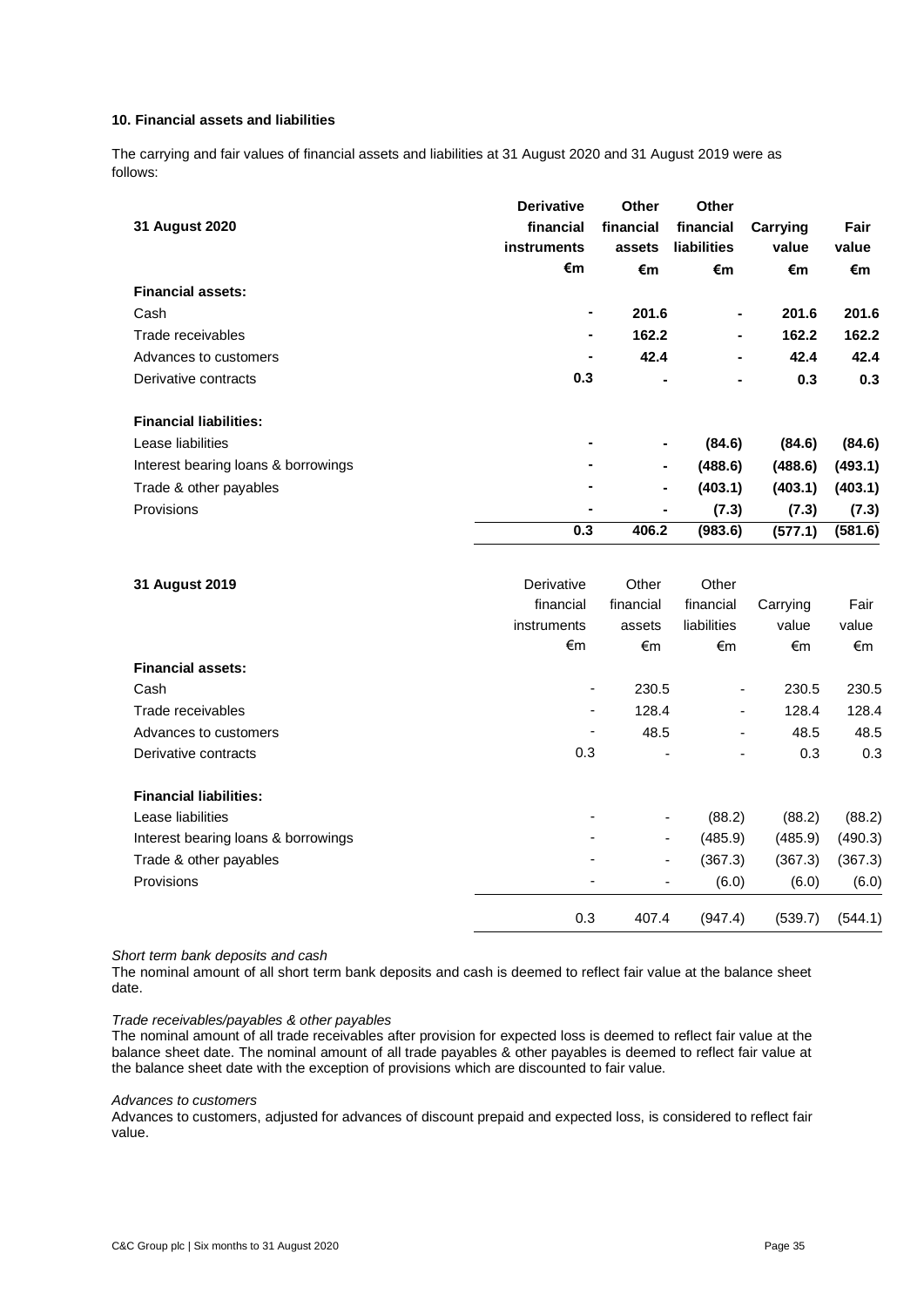**10. Financial assets and liabilities**

The carrying and fair values of financial assets and liabilities at 31 August 2020 and 31 August 2019 were as follows:

| **31 August 2020** | **Derivative financial instruments** | **Other financial assets** | **Other financial liabilities** | **Carrying value** | **Fair value** |
|---|---|---|---|---|---|
| | **€m** | **€m** | **€m** | **€m** | **€m** |
| **Financial assets:** | | | | | |
| Cash | **-** | **201.6** | **-** | **201.6** | **201.6** |
| Trade receivables | **-** | **162.2** | **-** | **162.2** | **162.2** |
| Advances to customers | **-** | **42.4** | **-** | **42.4** | **42.4** |
| Derivative contracts | **0.3** | **-** | **-** | **0.3** | **0.3** |
| **Financial liabilities:** | | | | | |
| Lease liabilities | **-** | **-** | **(84.6)** | **(84.6)** | **(84.6)** |
| Interest bearing loans & borrowings | **-** | **-** | **(488.6)** | **(488.6)** | **(493.1)** |
| Trade & other payables | **-** | **-** | **(403.1)** | **(403.1)** | **(403.1)** |
| Provisions | **-** | **-** | **(7.3)** | **(7.3)** | **(7.3)** |
| | **0.3** | **406.2** | **(983.6)** | **(577.1)** | **(581.6)** |

| **31 August 2019** | Derivative financial instruments | Other financial assets | Other financial liabilities | Carrying value | Fair value |
|---|---|---|---|---|---|
| | €m | €m | €m | €m | €m |
| **Financial assets:** | | | | | |
| Cash | - | 230.5 | - | 230.5 | 230.5 |
| Trade receivables | - | 128.4 | - | 128.4 | 128.4 |
| Advances to customers | - | 48.5 | - | 48.5 | 48.5 |
| Derivative contracts | 0.3 | - | - | 0.3 | 0.3 |
| **Financial liabilities:** | | | | | |
| Lease liabilities | - | - | (88.2) | (88.2) | (88.2) |
| Interest bearing loans & borrowings | - | - | (485.9) | (485.9) | (490.3) |
| Trade & other payables | - | - | (367.3) | (367.3) | (367.3) |
| Provisions | - | - | (6.0) | (6.0) | (6.0) |
| | 0.3 | 407.4 | (947.4) | (539.7) | (544.1) |

*Short term bank deposits and cash*

The nominal amount of all short term bank deposits and cash is deemed to reflect fair value at the balance sheet date.

*Trade receivables/payables & other payables*

The nominal amount of all trade receivables after provision for expected loss is deemed to reflect fair value at the balance sheet date. The nominal amount of all trade payables & other payables is deemed to reflect fair value at the balance sheet date with the exception of provisions which are discounted to fair value.

*Advances to customers*

Advances to customers, adjusted for advances of discount prepaid and expected loss, is considered to reflect fair value.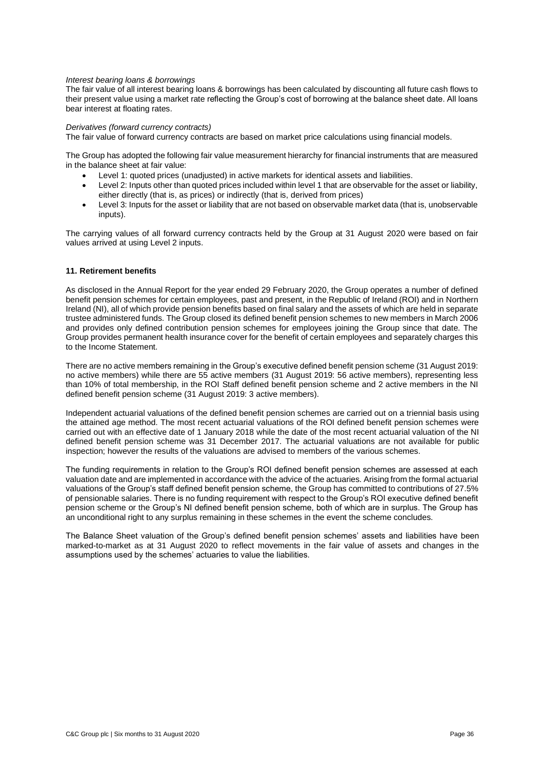*Interest bearing loans & borrowings*
The fair value of all interest bearing loans & borrowings has been calculated by discounting all future cash flows to their present value using a market rate reflecting the Group's cost of borrowing at the balance sheet date. All loans bear interest at floating rates.

*Derivatives (forward currency contracts)*
The fair value of forward currency contracts are based on market price calculations using financial models.

The Group has adopted the following fair value measurement hierarchy for financial instruments that are measured in the balance sheet at fair value:

- Level 1: quoted prices (unadjusted) in active markets for identical assets and liabilities.
- Level 2: Inputs other than quoted prices included within level 1 that are observable for the asset or liability, either directly (that is, as prices) or indirectly (that is, derived from prices)
- Level 3: Inputs for the asset or liability that are not based on observable market data (that is, unobservable inputs).

The carrying values of all forward currency contracts held by the Group at 31 August 2020 were based on fair values arrived at using Level 2 inputs.

**11. Retirement benefits**

As disclosed in the Annual Report for the year ended 29 February 2020, the Group operates a number of defined benefit pension schemes for certain employees, past and present, in the Republic of Ireland (ROI) and in Northern Ireland (NI), all of which provide pension benefits based on final salary and the assets of which are held in separate trustee administered funds. The Group closed its defined benefit pension schemes to new members in March 2006 and provides only defined contribution pension schemes for employees joining the Group since that date. The Group provides permanent health insurance cover for the benefit of certain employees and separately charges this to the Income Statement.

There are no active members remaining in the Group's executive defined benefit pension scheme (31 August 2019: no active members) while there are 55 active members (31 August 2019: 56 active members), representing less than 10% of total membership, in the ROI Staff defined benefit pension scheme and 2 active members in the NI defined benefit pension scheme (31 August 2019: 3 active members).

Independent actuarial valuations of the defined benefit pension schemes are carried out on a triennial basis using the attained age method. The most recent actuarial valuations of the ROI defined benefit pension schemes were carried out with an effective date of 1 January 2018 while the date of the most recent actuarial valuation of the NI defined benefit pension scheme was 31 December 2017. The actuarial valuations are not available for public inspection; however the results of the valuations are advised to members of the various schemes.

The funding requirements in relation to the Group's ROI defined benefit pension schemes are assessed at each valuation date and are implemented in accordance with the advice of the actuaries. Arising from the formal actuarial valuations of the Group's staff defined benefit pension scheme, the Group has committed to contributions of 27.5% of pensionable salaries. There is no funding requirement with respect to the Group's ROI executive defined benefit pension scheme or the Group's NI defined benefit pension scheme, both of which are in surplus. The Group has an unconditional right to any surplus remaining in these schemes in the event the scheme concludes.

The Balance Sheet valuation of the Group's defined benefit pension schemes' assets and liabilities have been marked-to-market as at 31 August 2020 to reflect movements in the fair value of assets and changes in the assumptions used by the schemes' actuaries to value the liabilities.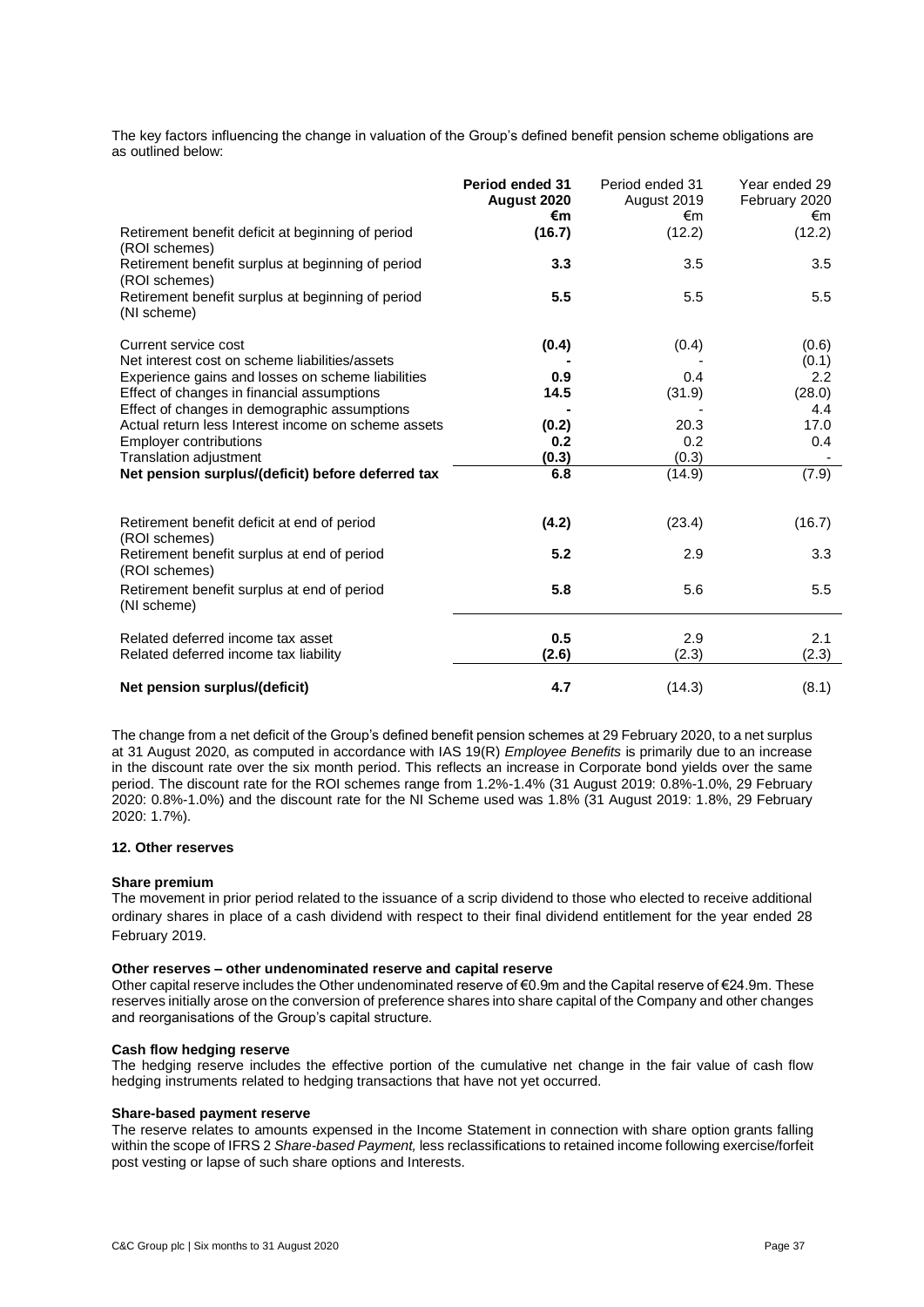The key factors influencing the change in valuation of the Group's defined benefit pension scheme obligations are as outlined below:

| | **Period ended 31 August 2020 €m** | Period ended 31 August 2019 €m | Year ended 29 February 2020 €m |
|---|---|---|---|
| Retirement benefit deficit at beginning of period (ROI schemes) | **(16.7)** | (12.2) | (12.2) |
| Retirement benefit surplus at beginning of period (ROI schemes) | **3.3** | 3.5 | 3.5 |
| Retirement benefit surplus at beginning of period (NI scheme) | **5.5** | 5.5 | 5.5 |
| | | | |
| Current service cost | **(0.4)** | (0.4) | (0.6) |
| Net interest cost on scheme liabilities/assets | **-** | - | (0.1) |
| Experience gains and losses on scheme liabilities | **0.9** | 0.4 | 2.2 |
| Effect of changes in financial assumptions | **14.5** | (31.9) | (28.0) |
| Effect of changes in demographic assumptions | **-** | - | 4.4 |
| Actual return less Interest income on scheme assets | **(0.2)** | 20.3 | 17.0 |
| Employer contributions | **0.2** | 0.2 | 0.4 |
| Translation adjustment | **(0.3)** | (0.3) | - |
| **Net pension surplus/(deficit) before deferred tax** | **6.8** | (14.9) | (7.9) |
| | | | |
| Retirement benefit deficit at end of period (ROI schemes) | **(4.2)** | (23.4) | (16.7) |
| Retirement benefit surplus at end of period (ROI schemes) | **5.2** | 2.9 | 3.3 |
| Retirement benefit surplus at end of period (NI scheme) | **5.8** | 5.6 | 5.5 |
| | | | |
| Related deferred income tax asset | **0.5** | 2.9 | 2.1 |
| Related deferred income tax liability | **(2.6)** | (2.3) | (2.3) |
| | | | |
| **Net pension surplus/(deficit)** | **4.7** | (14.3) | (8.1) |

The change from a net deficit of the Group's defined benefit pension schemes at 29 February 2020, to a net surplus at 31 August 2020, as computed in accordance with IAS 19(R) *Employee Benefits* is primarily due to an increase in the discount rate over the six month period. This reflects an increase in Corporate bond yields over the same period. The discount rate for the ROI schemes range from 1.2%-1.4% (31 August 2019: 0.8%-1.0%, 29 February 2020: 0.8%-1.0%) and the discount rate for the NI Scheme used was 1.8% (31 August 2019: 1.8%, 29 February 2020: 1.7%).

## 12. Other reserves

### Share premium

The movement in prior period related to the issuance of a scrip dividend to those who elected to receive additional ordinary shares in place of a cash dividend with respect to their final dividend entitlement for the year ended 28 February 2019.

### Other reserves – other undenominated reserve and capital reserve

Other capital reserve includes the Other undenominated reserve of €0.9m and the Capital reserve of €24.9m. These reserves initially arose on the conversion of preference shares into share capital of the Company and other changes and reorganisations of the Group's capital structure.

### Cash flow hedging reserve

The hedging reserve includes the effective portion of the cumulative net change in the fair value of cash flow hedging instruments related to hedging transactions that have not yet occurred.

### Share-based payment reserve

The reserve relates to amounts expensed in the Income Statement in connection with share option grants falling within the scope of IFRS 2 *Share-based Payment,* less reclassifications to retained income following exercise/forfeit post vesting or lapse of such share options and Interests.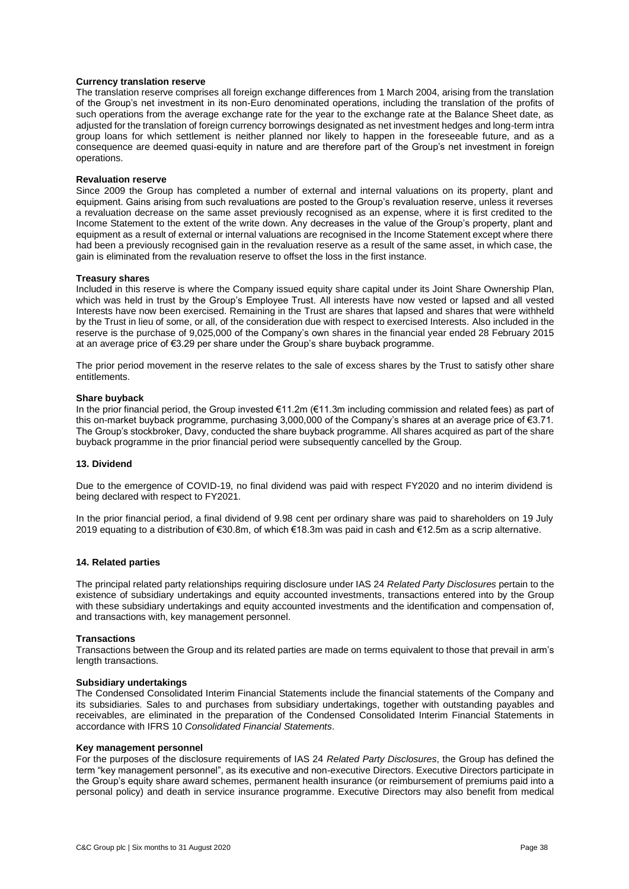**Currency translation reserve**

The translation reserve comprises all foreign exchange differences from 1 March 2004, arising from the translation of the Group's net investment in its non-Euro denominated operations, including the translation of the profits of such operations from the average exchange rate for the year to the exchange rate at the Balance Sheet date, as adjusted for the translation of foreign currency borrowings designated as net investment hedges and long-term intra group loans for which settlement is neither planned nor likely to happen in the foreseeable future, and as a consequence are deemed quasi-equity in nature and are therefore part of the Group's net investment in foreign operations.

**Revaluation reserve**

Since 2009 the Group has completed a number of external and internal valuations on its property, plant and equipment. Gains arising from such revaluations are posted to the Group's revaluation reserve, unless it reverses a revaluation decrease on the same asset previously recognised as an expense, where it is first credited to the Income Statement to the extent of the write down. Any decreases in the value of the Group's property, plant and equipment as a result of external or internal valuations are recognised in the Income Statement except where there had been a previously recognised gain in the revaluation reserve as a result of the same asset, in which case, the gain is eliminated from the revaluation reserve to offset the loss in the first instance.

**Treasury shares**

Included in this reserve is where the Company issued equity share capital under its Joint Share Ownership Plan, which was held in trust by the Group's Employee Trust. All interests have now vested or lapsed and all vested Interests have now been exercised. Remaining in the Trust are shares that lapsed and shares that were withheld by the Trust in lieu of some, or all, of the consideration due with respect to exercised Interests. Also included in the reserve is the purchase of 9,025,000 of the Company's own shares in the financial year ended 28 February 2015 at an average price of €3.29 per share under the Group's share buyback programme.

The prior period movement in the reserve relates to the sale of excess shares by the Trust to satisfy other share entitlements.

**Share buyback**

In the prior financial period, the Group invested €11.2m (€11.3m including commission and related fees) as part of this on-market buyback programme, purchasing 3,000,000 of the Company's shares at an average price of €3.71. The Group's stockbroker, Davy, conducted the share buyback programme. All shares acquired as part of the share buyback programme in the prior financial period were subsequently cancelled by the Group.

## 13. Dividend

Due to the emergence of COVID-19, no final dividend was paid with respect FY2020 and no interim dividend is being declared with respect to FY2021.

In the prior financial period, a final dividend of 9.98 cent per ordinary share was paid to shareholders on 19 July 2019 equating to a distribution of €30.8m, of which €18.3m was paid in cash and €12.5m as a scrip alternative.

## 14. Related parties

The principal related party relationships requiring disclosure under IAS 24 *Related Party Disclosures* pertain to the existence of subsidiary undertakings and equity accounted investments, transactions entered into by the Group with these subsidiary undertakings and equity accounted investments and the identification and compensation of, and transactions with, key management personnel.

**Transactions**

Transactions between the Group and its related parties are made on terms equivalent to those that prevail in arm's length transactions.

**Subsidiary undertakings**

The Condensed Consolidated Interim Financial Statements include the financial statements of the Company and its subsidiaries. Sales to and purchases from subsidiary undertakings, together with outstanding payables and receivables, are eliminated in the preparation of the Condensed Consolidated Interim Financial Statements in accordance with IFRS 10 *Consolidated Financial Statements*.

**Key management personnel**

For the purposes of the disclosure requirements of IAS 24 *Related Party Disclosures*, the Group has defined the term "key management personnel", as its executive and non-executive Directors. Executive Directors participate in the Group's equity share award schemes, permanent health insurance (or reimbursement of premiums paid into a personal policy) and death in service insurance programme. Executive Directors may also benefit from medical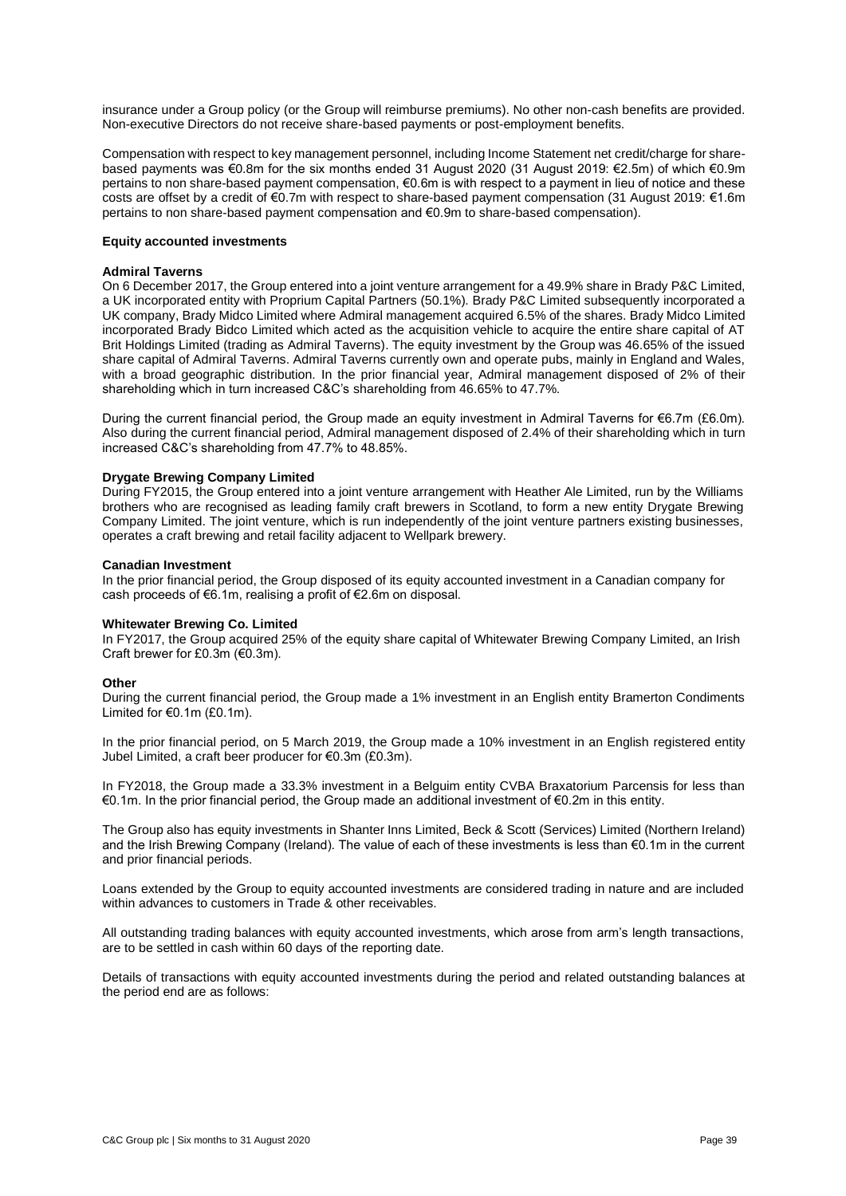insurance under a Group policy (or the Group will reimburse premiums). No other non-cash benefits are provided. Non-executive Directors do not receive share-based payments or post-employment benefits.

Compensation with respect to key management personnel, including Income Statement net credit/charge for share-based payments was €0.8m for the six months ended 31 August 2020 (31 August 2019: €2.5m) of which €0.9m pertains to non share-based payment compensation, €0.6m is with respect to a payment in lieu of notice and these costs are offset by a credit of €0.7m with respect to share-based payment compensation (31 August 2019: €1.6m pertains to non share-based payment compensation and €0.9m to share-based compensation).

**Equity accounted investments**

**Admiral Taverns**

On 6 December 2017, the Group entered into a joint venture arrangement for a 49.9% share in Brady P&C Limited, a UK incorporated entity with Proprium Capital Partners (50.1%). Brady P&C Limited subsequently incorporated a UK company, Brady Midco Limited where Admiral management acquired 6.5% of the shares. Brady Midco Limited incorporated Brady Bidco Limited which acted as the acquisition vehicle to acquire the entire share capital of AT Brit Holdings Limited (trading as Admiral Taverns). The equity investment by the Group was 46.65% of the issued share capital of Admiral Taverns. Admiral Taverns currently own and operate pubs, mainly in England and Wales, with a broad geographic distribution. In the prior financial year, Admiral management disposed of 2% of their shareholding which in turn increased C&C's shareholding from 46.65% to 47.7%.

During the current financial period, the Group made an equity investment in Admiral Taverns for €6.7m (£6.0m). Also during the current financial period, Admiral management disposed of 2.4% of their shareholding which in turn increased C&C's shareholding from 47.7% to 48.85%.

**Drygate Brewing Company Limited**

During FY2015, the Group entered into a joint venture arrangement with Heather Ale Limited, run by the Williams brothers who are recognised as leading family craft brewers in Scotland, to form a new entity Drygate Brewing Company Limited. The joint venture, which is run independently of the joint venture partners existing businesses, operates a craft brewing and retail facility adjacent to Wellpark brewery.

**Canadian Investment**

In the prior financial period, the Group disposed of its equity accounted investment in a Canadian company for cash proceeds of €6.1m, realising a profit of €2.6m on disposal.

**Whitewater Brewing Co. Limited**

In FY2017, the Group acquired 25% of the equity share capital of Whitewater Brewing Company Limited, an Irish Craft brewer for £0.3m (€0.3m).

**Other**

During the current financial period, the Group made a 1% investment in an English entity Bramerton Condiments Limited for €0.1m (£0.1m).

In the prior financial period, on 5 March 2019, the Group made a 10% investment in an English registered entity Jubel Limited, a craft beer producer for €0.3m (£0.3m).

In FY2018, the Group made a 33.3% investment in a Belguim entity CVBA Braxatorium Parcensis for less than €0.1m. In the prior financial period, the Group made an additional investment of €0.2m in this entity.

The Group also has equity investments in Shanter Inns Limited, Beck & Scott (Services) Limited (Northern Ireland) and the Irish Brewing Company (Ireland). The value of each of these investments is less than €0.1m in the current and prior financial periods.

Loans extended by the Group to equity accounted investments are considered trading in nature and are included within advances to customers in Trade & other receivables.

All outstanding trading balances with equity accounted investments, which arose from arm's length transactions, are to be settled in cash within 60 days of the reporting date.

Details of transactions with equity accounted investments during the period and related outstanding balances at the period end are as follows: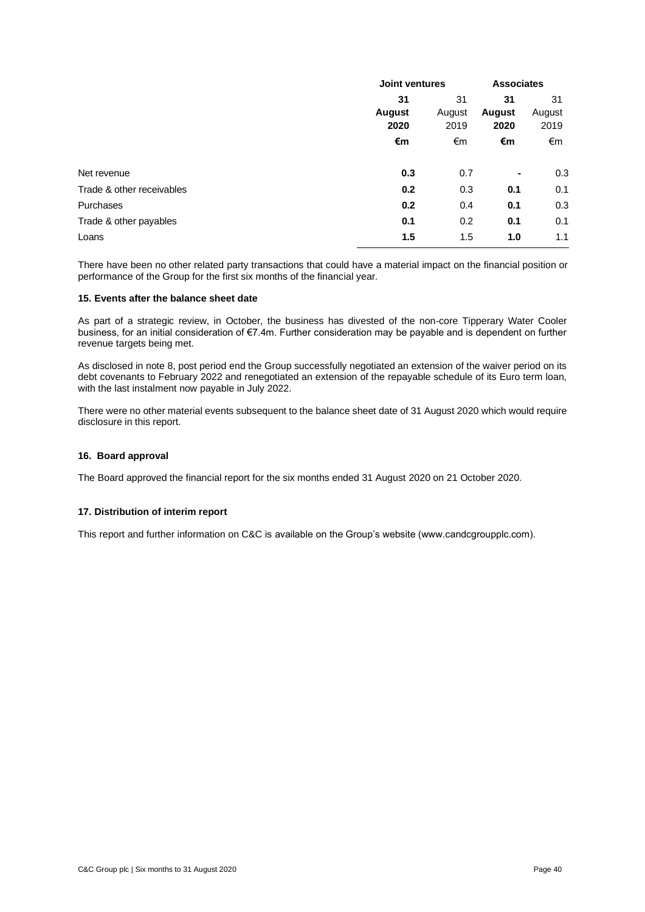| | Joint ventures | | Associates | |
|---|---|---|---|---|
| | **31 August 2020** | 31 August 2019 | **31 August 2020** | 31 August 2019 |
| | **€m** | €m | **€m** | €m |
| Net revenue | **0.3** | 0.7 | **-** | 0.3 |
| Trade & other receivables | **0.2** | 0.3 | **0.1** | 0.1 |
| Purchases | **0.2** | 0.4 | **0.1** | 0.3 |
| Trade & other payables | **0.1** | 0.2 | **0.1** | 0.1 |
| Loans | **1.5** | 1.5 | **1.0** | 1.1 |

There have been no other related party transactions that could have a material impact on the financial position or performance of the Group for the first six months of the financial year.

### 15. Events after the balance sheet date

As part of a strategic review, in October, the business has divested of the non-core Tipperary Water Cooler business, for an initial consideration of €7.4m. Further consideration may be payable and is dependent on further revenue targets being met.

As disclosed in note 8, post period end the Group successfully negotiated an extension of the waiver period on its debt covenants to February 2022 and renegotiated an extension of the repayable schedule of its Euro term loan, with the last instalment now payable in July 2022.

There were no other material events subsequent to the balance sheet date of 31 August 2020 which would require disclosure in this report.

### 16. Board approval

The Board approved the financial report for the six months ended 31 August 2020 on 21 October 2020.

### 17. Distribution of interim report

This report and further information on C&C is available on the Group's website (www.candcgroupplc.com).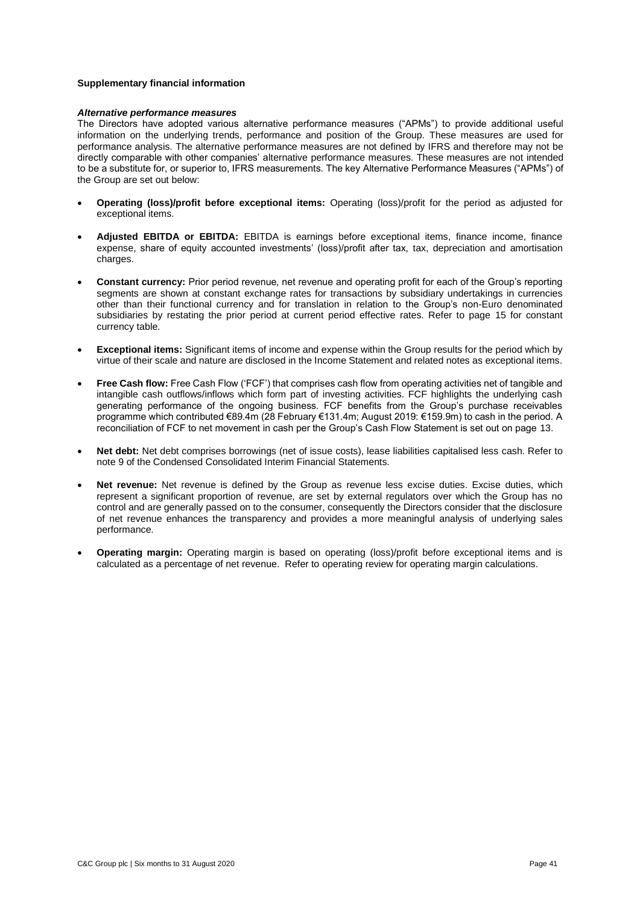**Supplementary financial information**

***Alternative performance measures***

The Directors have adopted various alternative performance measures ("APMs") to provide additional useful information on the underlying trends, performance and position of the Group. These measures are used for performance analysis. The alternative performance measures are not defined by IFRS and therefore may not be directly comparable with other companies' alternative performance measures. These measures are not intended to be a substitute for, or superior to, IFRS measurements. The key Alternative Performance Measures ("APMs") of the Group are set out below:

- **Operating (loss)/profit before exceptional items:** Operating (loss)/profit for the period as adjusted for exceptional items.
- **Adjusted EBITDA or EBITDA:** EBITDA is earnings before exceptional items, finance income, finance expense, share of equity accounted investments' (loss)/profit after tax, tax, depreciation and amortisation charges.
- **Constant currency:** Prior period revenue, net revenue and operating profit for each of the Group's reporting segments are shown at constant exchange rates for transactions by subsidiary undertakings in currencies other than their functional currency and for translation in relation to the Group's non-Euro denominated subsidiaries by restating the prior period at current period effective rates. Refer to page 15 for constant currency table.
- **Exceptional items:** Significant items of income and expense within the Group results for the period which by virtue of their scale and nature are disclosed in the Income Statement and related notes as exceptional items.
- **Free Cash flow:** Free Cash Flow ('FCF') that comprises cash flow from operating activities net of tangible and intangible cash outflows/inflows which form part of investing activities. FCF highlights the underlying cash generating performance of the ongoing business. FCF benefits from the Group's purchase receivables programme which contributed €89.4m (28 February €131.4m; August 2019: €159.9m) to cash in the period. A reconciliation of FCF to net movement in cash per the Group's Cash Flow Statement is set out on page 13.
- **Net debt:** Net debt comprises borrowings (net of issue costs), lease liabilities capitalised less cash. Refer to note 9 of the Condensed Consolidated Interim Financial Statements.
- **Net revenue:** Net revenue is defined by the Group as revenue less excise duties. Excise duties, which represent a significant proportion of revenue, are set by external regulators over which the Group has no control and are generally passed on to the consumer, consequently the Directors consider that the disclosure of net revenue enhances the transparency and provides a more meaningful analysis of underlying sales performance.
- **Operating margin:** Operating margin is based on operating (loss)/profit before exceptional items and is calculated as a percentage of net revenue. Refer to operating review for operating margin calculations.